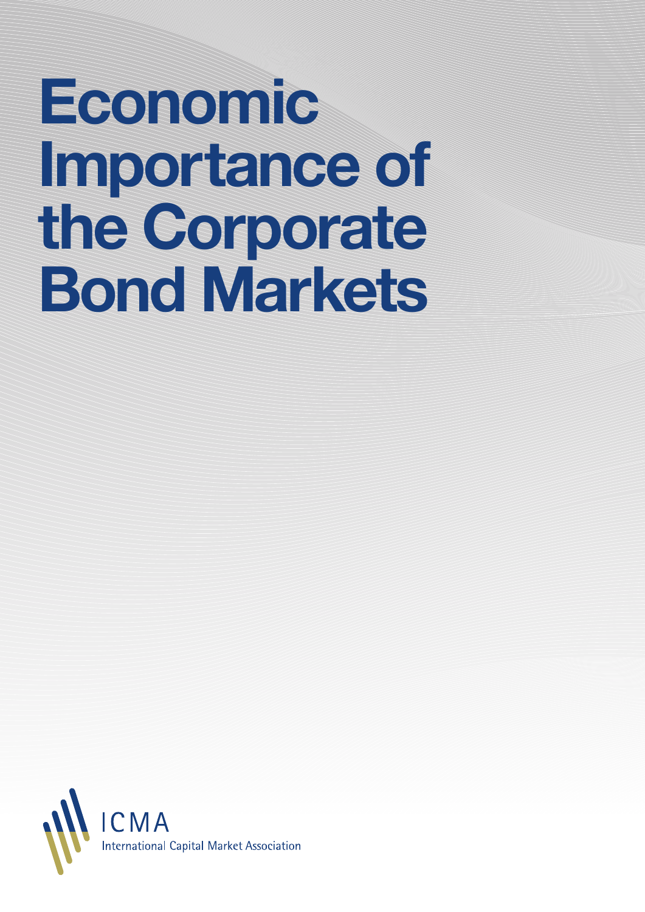# Economic Importance of the Corporate Bond Markets

ICMA
International Capital Market Association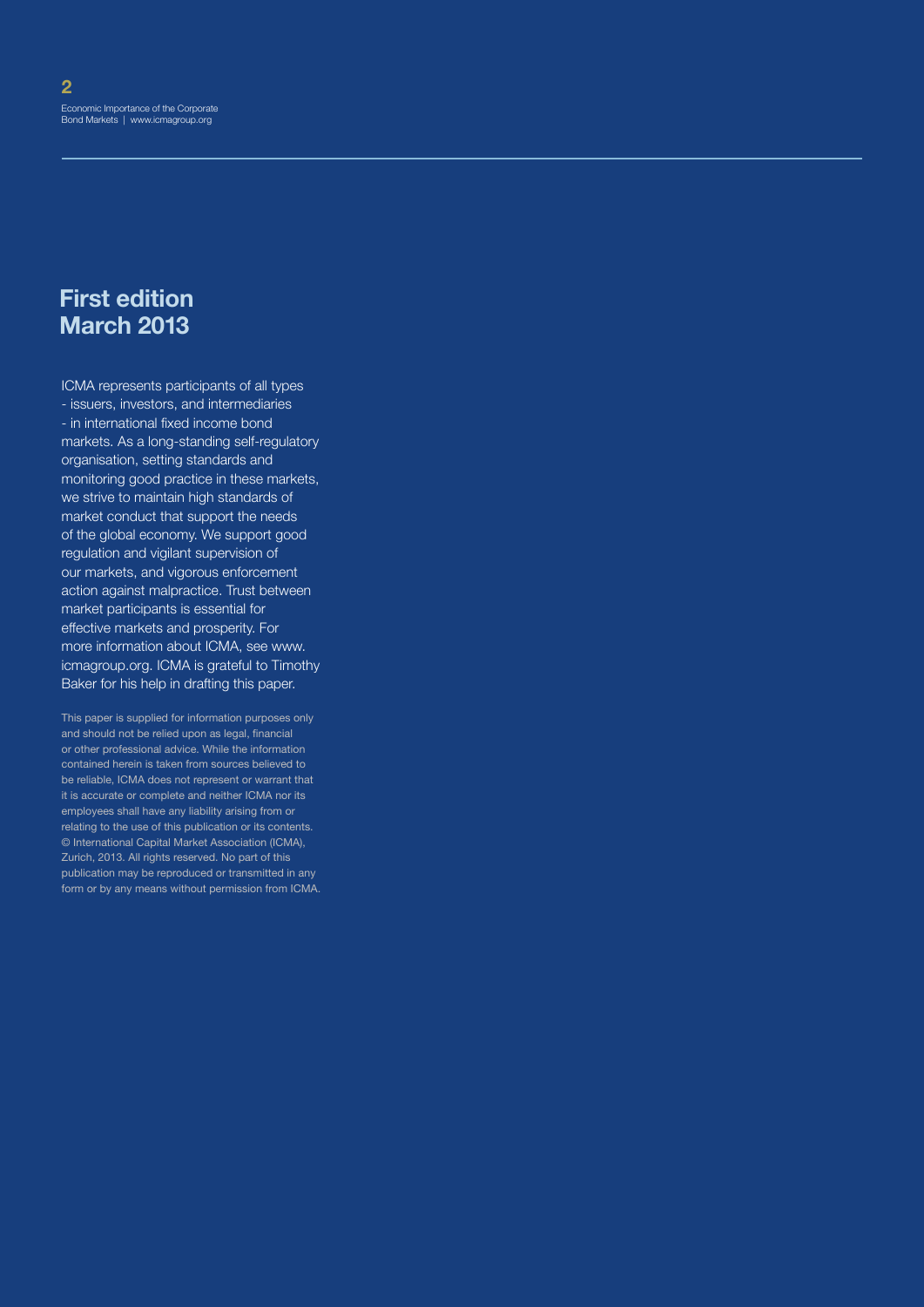## First edition
## March 2013

ICMA represents participants of all types - issuers, investors, and intermediaries - in international fixed income bond markets. As a long-standing self-regulatory organisation, setting standards and monitoring good practice in these markets, we strive to maintain high standards of market conduct that support the needs of the global economy. We support good regulation and vigilant supervision of our markets, and vigorous enforcement action against malpractice. Trust between market participants is essential for effective markets and prosperity. For more information about ICMA, see www.icmagroup.org. ICMA is grateful to Timothy Baker for his help in drafting this paper.

This paper is supplied for information purposes only and should not be relied upon as legal, financial or other professional advice. While the information contained herein is taken from sources believed to be reliable, ICMA does not represent or warrant that it is accurate or complete and neither ICMA nor its employees shall have any liability arising from or relating to the use of this publication or its contents. © International Capital Market Association (ICMA), Zurich, 2013. All rights reserved. No part of this publication may be reproduced or transmitted in any form or by any means without permission from ICMA.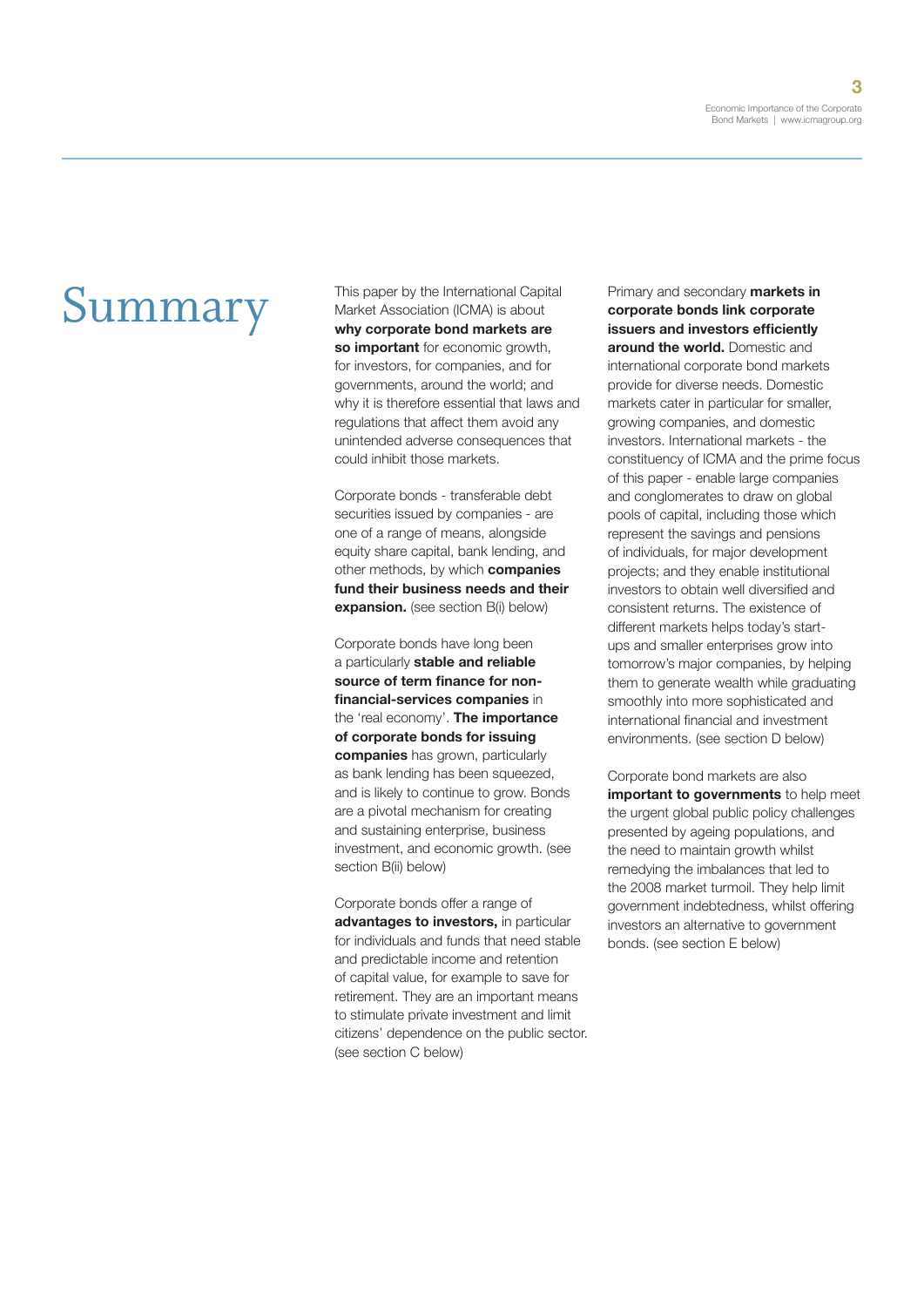# Summary

This paper by the International Capital Market Association (ICMA) is about **why corporate bond markets are so important** for economic growth, for investors, for companies, and for governments, around the world; and why it is therefore essential that laws and regulations that affect them avoid any unintended adverse consequences that could inhibit those markets.

Corporate bonds - transferable debt securities issued by companies - are one of a range of means, alongside equity share capital, bank lending, and other methods, by which **companies fund their business needs and their expansion.** (see section B(i) below)

Corporate bonds have long been a particularly **stable and reliable source of term finance for non-financial-services companies** in the 'real economy'. **The importance of corporate bonds for issuing companies** has grown, particularly as bank lending has been squeezed, and is likely to continue to grow. Bonds are a pivotal mechanism for creating and sustaining enterprise, business investment, and economic growth. (see section B(ii) below)

Corporate bonds offer a range of **advantages to investors,** in particular for individuals and funds that need stable and predictable income and retention of capital value, for example to save for retirement. They are an important means to stimulate private investment and limit citizens' dependence on the public sector. (see section C below)

Primary and secondary **markets in corporate bonds link corporate issuers and investors efficiently around the world.** Domestic and international corporate bond markets provide for diverse needs. Domestic markets cater in particular for smaller, growing companies, and domestic investors. International markets - the constituency of ICMA and the prime focus of this paper - enable large companies and conglomerates to draw on global pools of capital, including those which represent the savings and pensions of individuals, for major development projects; and they enable institutional investors to obtain well diversified and consistent returns. The existence of different markets helps today's start-ups and smaller enterprises grow into tomorrow's major companies, by helping them to generate wealth while graduating smoothly into more sophisticated and international financial and investment environments. (see section D below)

Corporate bond markets are also **important to governments** to help meet the urgent global public policy challenges presented by ageing populations, and the need to maintain growth whilst remedying the imbalances that led to the 2008 market turmoil. They help limit government indebtedness, whilst offering investors an alternative to government bonds. (see section E below)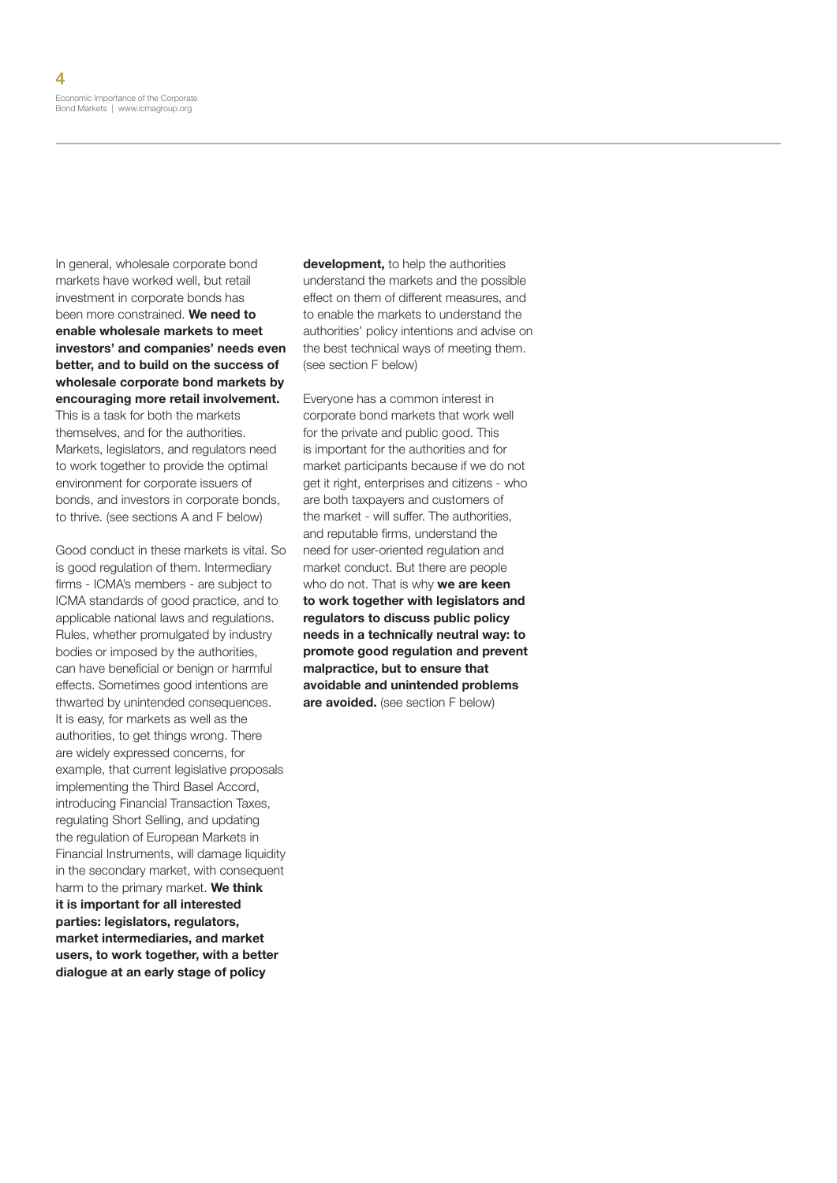In general, wholesale corporate bond markets have worked well, but retail investment in corporate bonds has been more constrained. **We need to enable wholesale markets to meet investors' and companies' needs even better, and to build on the success of wholesale corporate bond markets by encouraging more retail involvement.** This is a task for both the markets themselves, and for the authorities. Markets, legislators, and regulators need to work together to provide the optimal environment for corporate issuers of bonds, and investors in corporate bonds, to thrive. (see sections A and F below)

Good conduct in these markets is vital. So is good regulation of them. Intermediary firms - ICMA's members - are subject to ICMA standards of good practice, and to applicable national laws and regulations. Rules, whether promulgated by industry bodies or imposed by the authorities, can have beneficial or benign or harmful effects. Sometimes good intentions are thwarted by unintended consequences. It is easy, for markets as well as the authorities, to get things wrong. There are widely expressed concerns, for example, that current legislative proposals implementing the Third Basel Accord, introducing Financial Transaction Taxes, regulating Short Selling, and updating the regulation of European Markets in Financial Instruments, will damage liquidity in the secondary market, with consequent harm to the primary market. **We think it is important for all interested parties: legislators, regulators, market intermediaries, and market users, to work together, with a better dialogue at an early stage of policy development,** to help the authorities understand the markets and the possible effect on them of different measures, and to enable the markets to understand the authorities' policy intentions and advise on the best technical ways of meeting them. (see section F below)

Everyone has a common interest in corporate bond markets that work well for the private and public good. This is important for the authorities and for market participants because if we do not get it right, enterprises and citizens - who are both taxpayers and customers of the market - will suffer. The authorities, and reputable firms, understand the need for user-oriented regulation and market conduct. But there are people who do not. That is why **we are keen to work together with legislators and regulators to discuss public policy needs in a technically neutral way: to promote good regulation and prevent malpractice, but to ensure that avoidable and unintended problems are avoided.** (see section F below)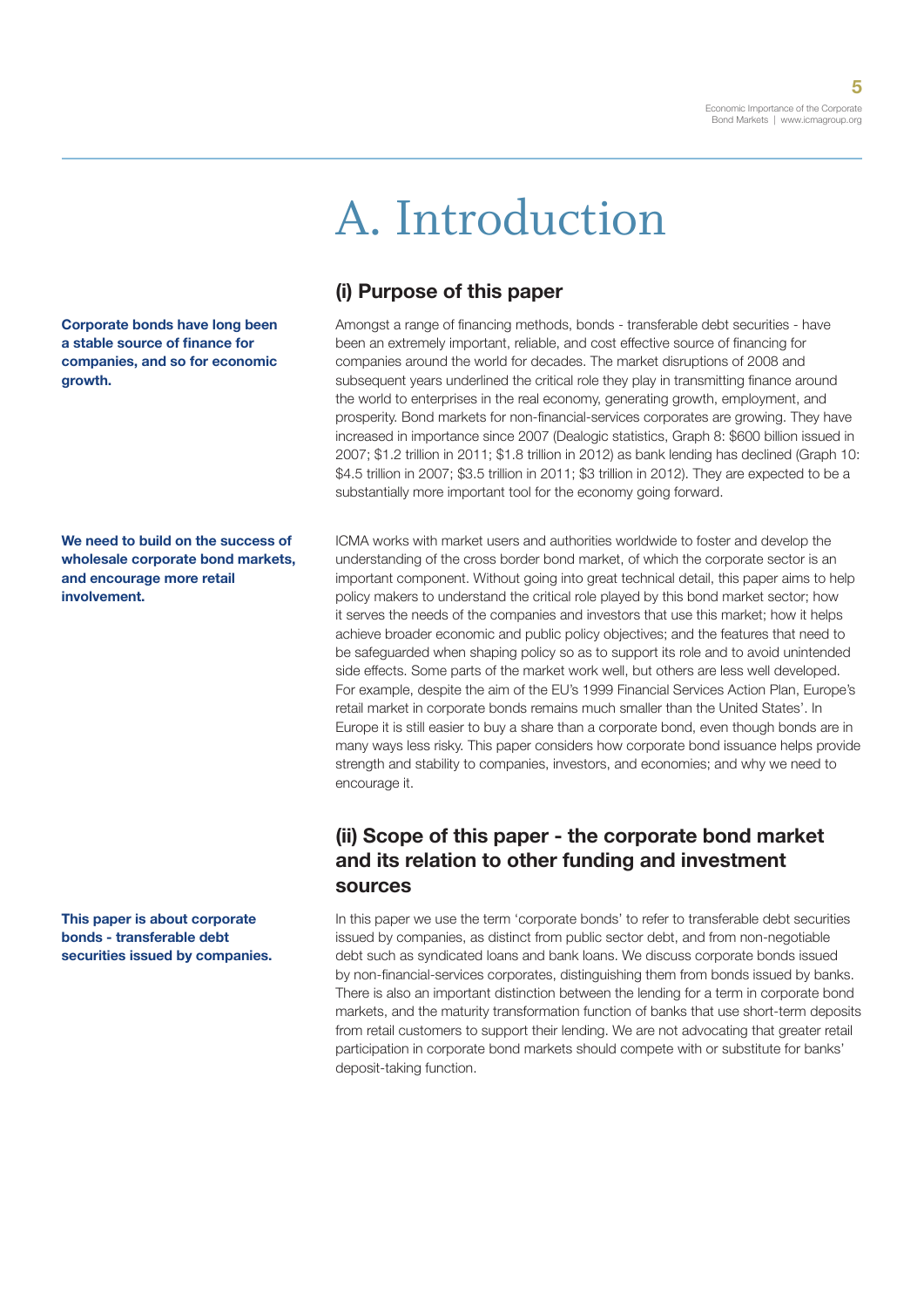# A. Introduction

## (i) Purpose of this paper

**Corporate bonds have long been a stable source of finance for companies, and so for economic growth.**

Amongst a range of financing methods, bonds - transferable debt securities - have been an extremely important, reliable, and cost effective source of financing for companies around the world for decades. The market disruptions of 2008 and subsequent years underlined the critical role they play in transmitting finance around the world to enterprises in the real economy, generating growth, employment, and prosperity. Bond markets for non-financial-services corporates are growing. They have increased in importance since 2007 (Dealogic statistics, Graph 8: $600 billion issued in 2007; $1.2 trillion in 2011; $1.8 trillion in 2012) as bank lending has declined (Graph 10: $4.5 trillion in 2007; $3.5 trillion in 2011; $3 trillion in 2012). They are expected to be a substantially more important tool for the economy going forward.

**We need to build on the success of wholesale corporate bond markets, and encourage more retail involvement.**

ICMA works with market users and authorities worldwide to foster and develop the understanding of the cross border bond market, of which the corporate sector is an important component. Without going into great technical detail, this paper aims to help policy makers to understand the critical role played by this bond market sector; how it serves the needs of the companies and investors that use this market; how it helps achieve broader economic and public policy objectives; and the features that need to be safeguarded when shaping policy so as to support its role and to avoid unintended side effects. Some parts of the market work well, but others are less well developed. For example, despite the aim of the EU's 1999 Financial Services Action Plan, Europe's retail market in corporate bonds remains much smaller than the United States'. In Europe it is still easier to buy a share than a corporate bond, even though bonds are in many ways less risky. This paper considers how corporate bond issuance helps provide strength and stability to companies, investors, and economies; and why we need to encourage it.

## (ii) Scope of this paper - the corporate bond market and its relation to other funding and investment sources

**This paper is about corporate bonds - transferable debt securities issued by companies.**

In this paper we use the term 'corporate bonds' to refer to transferable debt securities issued by companies, as distinct from public sector debt, and from non-negotiable debt such as syndicated loans and bank loans. We discuss corporate bonds issued by non-financial-services corporates, distinguishing them from bonds issued by banks. There is also an important distinction between the lending for a term in corporate bond markets, and the maturity transformation function of banks that use short-term deposits from retail customers to support their lending. We are not advocating that greater retail participation in corporate bond markets should compete with or substitute for banks' deposit-taking function.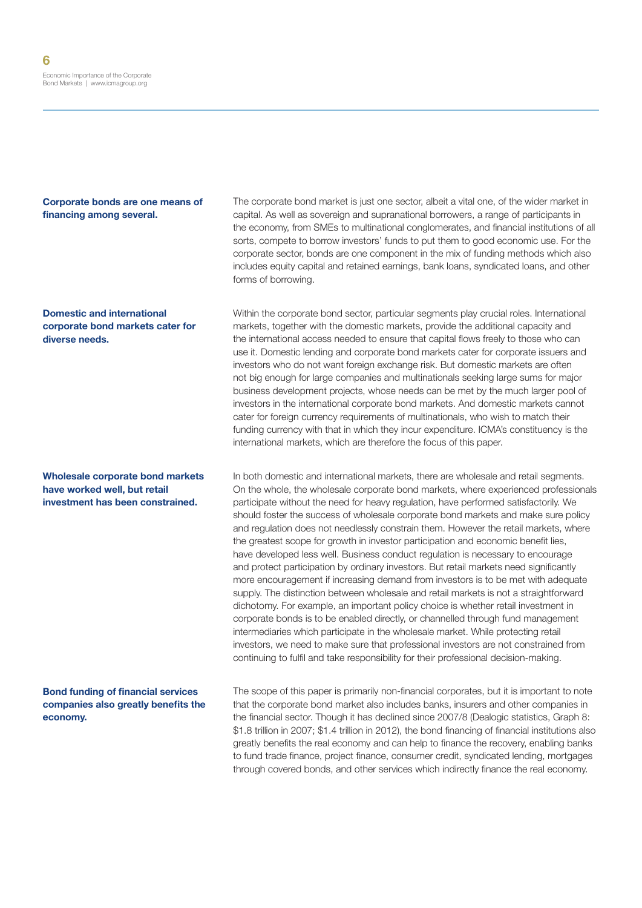**Corporate bonds are one means of financing among several.**

The corporate bond market is just one sector, albeit a vital one, of the wider market in capital. As well as sovereign and supranational borrowers, a range of participants in the economy, from SMEs to multinational conglomerates, and financial institutions of all sorts, compete to borrow investors' funds to put them to good economic use. For the corporate sector, bonds are one component in the mix of funding methods which also includes equity capital and retained earnings, bank loans, syndicated loans, and other forms of borrowing.

**Domestic and international corporate bond markets cater for diverse needs.**

Within the corporate bond sector, particular segments play crucial roles. International markets, together with the domestic markets, provide the additional capacity and the international access needed to ensure that capital flows freely to those who can use it. Domestic lending and corporate bond markets cater for corporate issuers and investors who do not want foreign exchange risk. But domestic markets are often not big enough for large companies and multinationals seeking large sums for major business development projects, whose needs can be met by the much larger pool of investors in the international corporate bond markets. And domestic markets cannot cater for foreign currency requirements of multinationals, who wish to match their funding currency with that in which they incur expenditure. ICMA's constituency is the international markets, which are therefore the focus of this paper.

**Wholesale corporate bond markets have worked well, but retail investment has been constrained.**

In both domestic and international markets, there are wholesale and retail segments. On the whole, the wholesale corporate bond markets, where experienced professionals participate without the need for heavy regulation, have performed satisfactorily. We should foster the success of wholesale corporate bond markets and make sure policy and regulation does not needlessly constrain them. However the retail markets, where the greatest scope for growth in investor participation and economic benefit lies, have developed less well. Business conduct regulation is necessary to encourage and protect participation by ordinary investors. But retail markets need significantly more encouragement if increasing demand from investors is to be met with adequate supply. The distinction between wholesale and retail markets is not a straightforward dichotomy. For example, an important policy choice is whether retail investment in corporate bonds is to be enabled directly, or channelled through fund management intermediaries which participate in the wholesale market. While protecting retail investors, we need to make sure that professional investors are not constrained from continuing to fulfil and take responsibility for their professional decision-making.

**Bond funding of financial services companies also greatly benefits the economy.**

The scope of this paper is primarily non-financial corporates, but it is important to note that the corporate bond market also includes banks, insurers and other companies in the financial sector. Though it has declined since 2007/8 (Dealogic statistics, Graph 8: \$1.8 trillion in 2007; \$1.4 trillion in 2012), the bond financing of financial institutions also greatly benefits the real economy and can help to finance the recovery, enabling banks to fund trade finance, project finance, consumer credit, syndicated lending, mortgages through covered bonds, and other services which indirectly finance the real economy.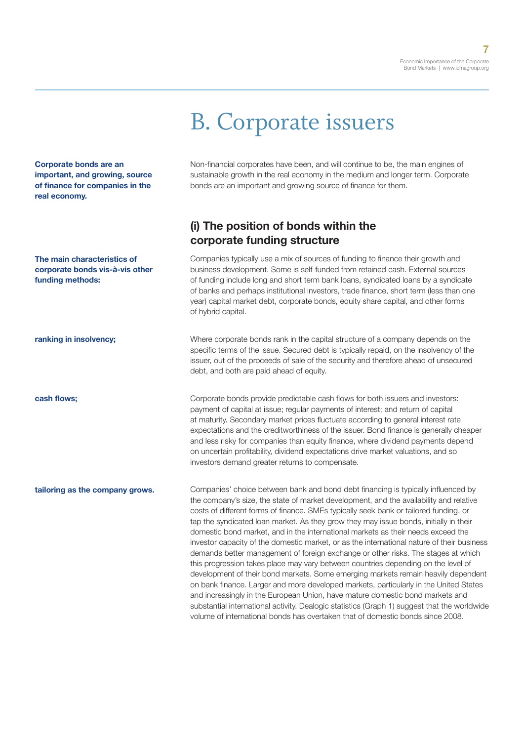# B. Corporate issuers

**Corporate bonds are an important, and growing, source of finance for companies in the real economy.**

Non-financial corporates have been, and will continue to be, the main engines of sustainable growth in the real economy in the medium and longer term. Corporate bonds are an important and growing source of finance for them.

## (i) The position of bonds within the corporate funding structure

**The main characteristics of corporate bonds vis-à-vis other funding methods:**

Companies typically use a mix of sources of funding to finance their growth and business development. Some is self-funded from retained cash. External sources of funding include long and short term bank loans, syndicated loans by a syndicate of banks and perhaps institutional investors, trade finance, short term (less than one year) capital market debt, corporate bonds, equity share capital, and other forms of hybrid capital.

**ranking in insolvency;**

Where corporate bonds rank in the capital structure of a company depends on the specific terms of the issue. Secured debt is typically repaid, on the insolvency of the issuer, out of the proceeds of sale of the security and therefore ahead of unsecured debt, and both are paid ahead of equity.

**cash flows;**

Corporate bonds provide predictable cash flows for both issuers and investors: payment of capital at issue; regular payments of interest; and return of capital at maturity. Secondary market prices fluctuate according to general interest rate expectations and the creditworthiness of the issuer. Bond finance is generally cheaper and less risky for companies than equity finance, where dividend payments depend on uncertain profitability, dividend expectations drive market valuations, and so investors demand greater returns to compensate.

**tailoring as the company grows.**

Companies' choice between bank and bond debt financing is typically influenced by the company's size, the state of market development, and the availability and relative costs of different forms of finance. SMEs typically seek bank or tailored funding, or tap the syndicated loan market. As they grow they may issue bonds, initially in their domestic bond market, and in the international markets as their needs exceed the investor capacity of the domestic market, or as the international nature of their business demands better management of foreign exchange or other risks. The stages at which this progression takes place may vary between countries depending on the level of development of their bond markets. Some emerging markets remain heavily dependent on bank finance. Larger and more developed markets, particularly in the United States and increasingly in the European Union, have mature domestic bond markets and substantial international activity. Dealogic statistics (Graph 1) suggest that the worldwide volume of international bonds has overtaken that of domestic bonds since 2008.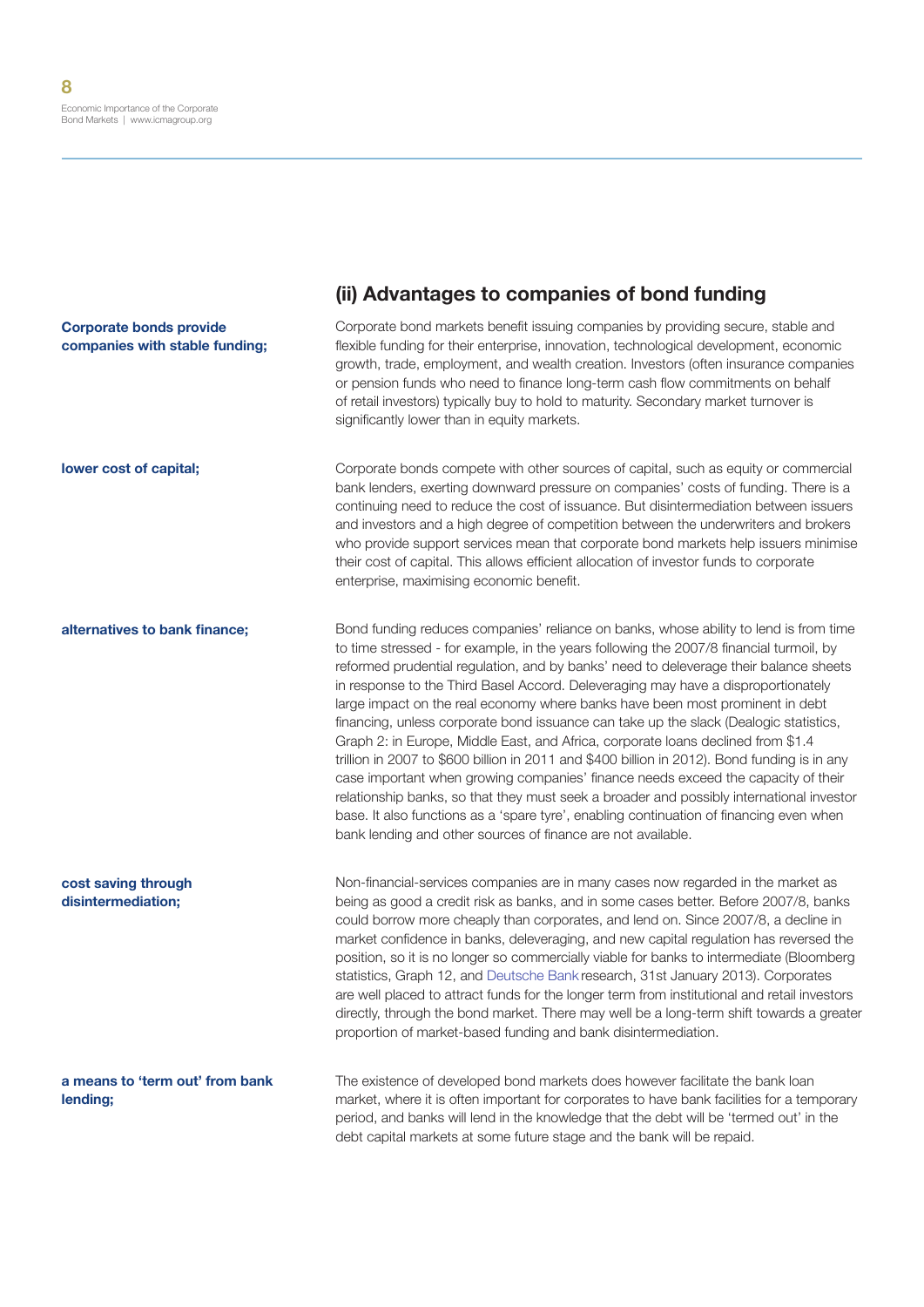## (ii) Advantages to companies of bond funding

**Corporate bonds provide companies with stable funding;**

Corporate bond markets benefit issuing companies by providing secure, stable and flexible funding for their enterprise, innovation, technological development, economic growth, trade, employment, and wealth creation. Investors (often insurance companies or pension funds who need to finance long-term cash flow commitments on behalf of retail investors) typically buy to hold to maturity. Secondary market turnover is significantly lower than in equity markets.

**lower cost of capital;**

Corporate bonds compete with other sources of capital, such as equity or commercial bank lenders, exerting downward pressure on companies' costs of funding. There is a continuing need to reduce the cost of issuance. But disintermediation between issuers and investors and a high degree of competition between the underwriters and brokers who provide support services mean that corporate bond markets help issuers minimise their cost of capital. This allows efficient allocation of investor funds to corporate enterprise, maximising economic benefit.

**alternatives to bank finance;**

Bond funding reduces companies' reliance on banks, whose ability to lend is from time to time stressed - for example, in the years following the 2007/8 financial turmoil, by reformed prudential regulation, and by banks' need to deleverage their balance sheets in response to the Third Basel Accord. Deleveraging may have a disproportionately large impact on the real economy where banks have been most prominent in debt financing, unless corporate bond issuance can take up the slack (Dealogic statistics, Graph 2: in Europe, Middle East, and Africa, corporate loans declined from $1.4 trillion in 2007 to $600 billion in 2011 and $400 billion in 2012). Bond funding is in any case important when growing companies' finance needs exceed the capacity of their relationship banks, so that they must seek a broader and possibly international investor base. It also functions as a 'spare tyre', enabling continuation of financing even when bank lending and other sources of finance are not available.

**cost saving through disintermediation;**

Non-financial-services companies are in many cases now regarded in the market as being as good a credit risk as banks, and in some cases better. Before 2007/8, banks could borrow more cheaply than corporates, and lend on. Since 2007/8, a decline in market confidence in banks, deleveraging, and new capital regulation has reversed the position, so it is no longer so commercially viable for banks to intermediate (Bloomberg statistics, Graph 12, and Deutsche Bank research, 31st January 2013). Corporates are well placed to attract funds for the longer term from institutional and retail investors directly, through the bond market. There may well be a long-term shift towards a greater proportion of market-based funding and bank disintermediation.

**a means to 'term out' from bank lending;**

The existence of developed bond markets does however facilitate the bank loan market, where it is often important for corporates to have bank facilities for a temporary period, and banks will lend in the knowledge that the debt will be 'termed out' in the debt capital markets at some future stage and the bank will be repaid.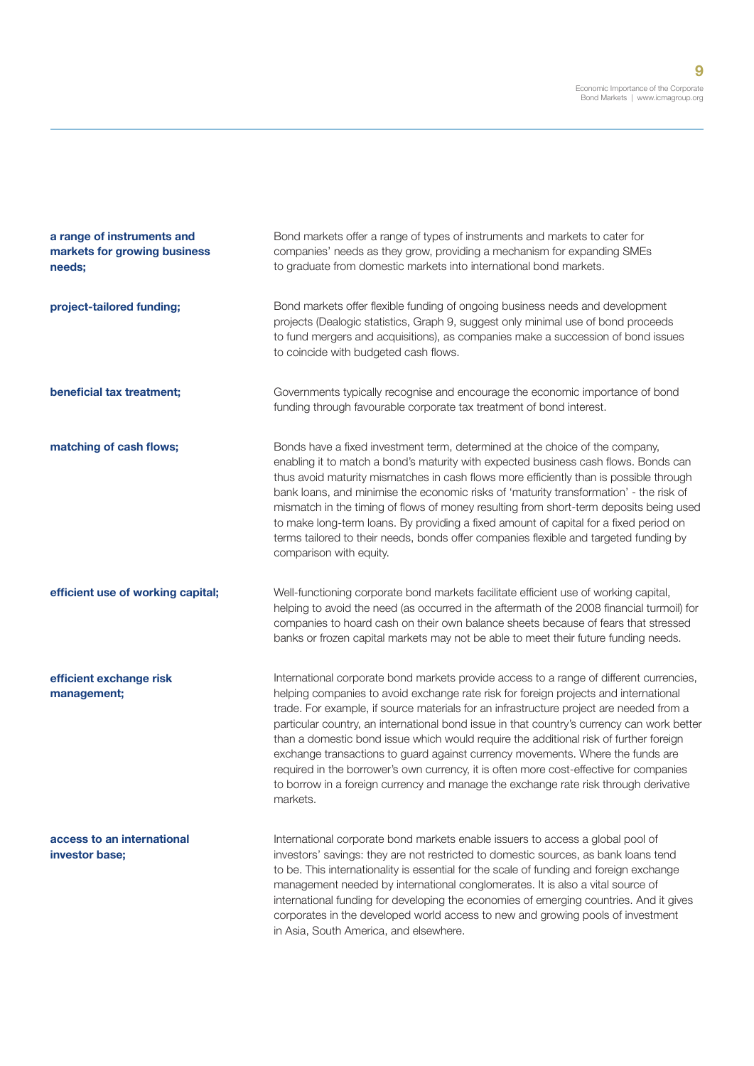**a range of instruments and markets for growing business needs;**

Bond markets offer a range of types of instruments and markets to cater for companies' needs as they grow, providing a mechanism for expanding SMEs to graduate from domestic markets into international bond markets.

**project-tailored funding;**

Bond markets offer flexible funding of ongoing business needs and development projects (Dealogic statistics, Graph 9, suggest only minimal use of bond proceeds to fund mergers and acquisitions), as companies make a succession of bond issues to coincide with budgeted cash flows.

**beneficial tax treatment;**

Governments typically recognise and encourage the economic importance of bond funding through favourable corporate tax treatment of bond interest.

**matching of cash flows;**

Bonds have a fixed investment term, determined at the choice of the company, enabling it to match a bond's maturity with expected business cash flows. Bonds can thus avoid maturity mismatches in cash flows more efficiently than is possible through bank loans, and minimise the economic risks of 'maturity transformation' - the risk of mismatch in the timing of flows of money resulting from short-term deposits being used to make long-term loans. By providing a fixed amount of capital for a fixed period on terms tailored to their needs, bonds offer companies flexible and targeted funding by comparison with equity.

**efficient use of working capital;**

Well-functioning corporate bond markets facilitate efficient use of working capital, helping to avoid the need (as occurred in the aftermath of the 2008 financial turmoil) for companies to hoard cash on their own balance sheets because of fears that stressed banks or frozen capital markets may not be able to meet their future funding needs.

**efficient exchange risk management;**

International corporate bond markets provide access to a range of different currencies, helping companies to avoid exchange rate risk for foreign projects and international trade. For example, if source materials for an infrastructure project are needed from a particular country, an international bond issue in that country's currency can work better than a domestic bond issue which would require the additional risk of further foreign exchange transactions to guard against currency movements. Where the funds are required in the borrower's own currency, it is often more cost-effective for companies to borrow in a foreign currency and manage the exchange rate risk through derivative markets.

**access to an international investor base;**

International corporate bond markets enable issuers to access a global pool of investors' savings: they are not restricted to domestic sources, as bank loans tend to be. This internationality is essential for the scale of funding and foreign exchange management needed by international conglomerates. It is also a vital source of international funding for developing the economies of emerging countries. And it gives corporates in the developed world access to new and growing pools of investment in Asia, South America, and elsewhere.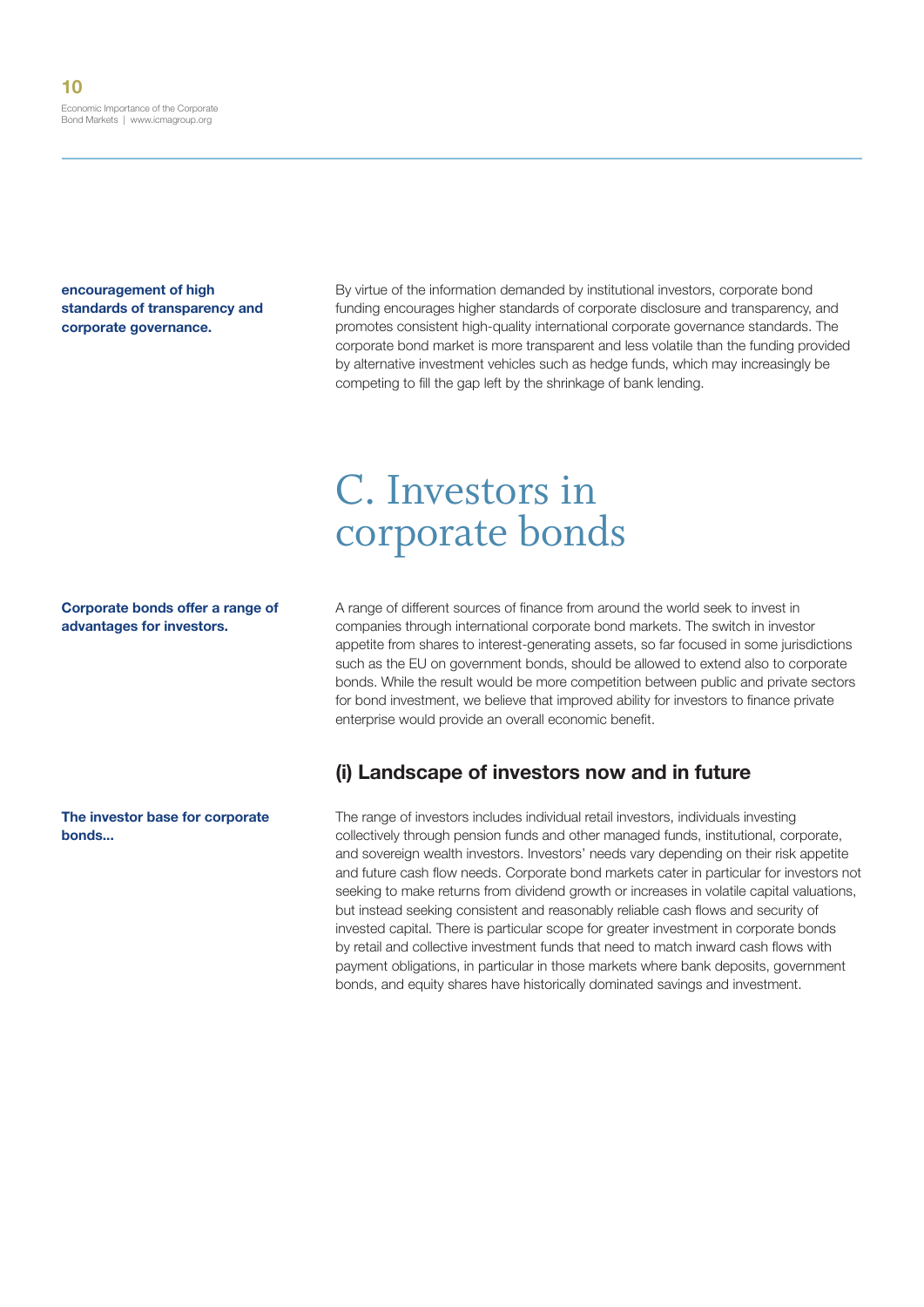**encouragement of high standards of transparency and corporate governance.**

By virtue of the information demanded by institutional investors, corporate bond funding encourages higher standards of corporate disclosure and transparency, and promotes consistent high-quality international corporate governance standards. The corporate bond market is more transparent and less volatile than the funding provided by alternative investment vehicles such as hedge funds, which may increasingly be competing to fill the gap left by the shrinkage of bank lending.

# C. Investors in corporate bonds

**Corporate bonds offer a range of advantages for investors.**

A range of different sources of finance from around the world seek to invest in companies through international corporate bond markets. The switch in investor appetite from shares to interest-generating assets, so far focused in some jurisdictions such as the EU on government bonds, should be allowed to extend also to corporate bonds. While the result would be more competition between public and private sectors for bond investment, we believe that improved ability for investors to finance private enterprise would provide an overall economic benefit.

## (i) Landscape of investors now and in future

**The investor base for corporate bonds...**

The range of investors includes individual retail investors, individuals investing collectively through pension funds and other managed funds, institutional, corporate, and sovereign wealth investors. Investors' needs vary depending on their risk appetite and future cash flow needs. Corporate bond markets cater in particular for investors not seeking to make returns from dividend growth or increases in volatile capital valuations, but instead seeking consistent and reasonably reliable cash flows and security of invested capital. There is particular scope for greater investment in corporate bonds by retail and collective investment funds that need to match inward cash flows with payment obligations, in particular in those markets where bank deposits, government bonds, and equity shares have historically dominated savings and investment.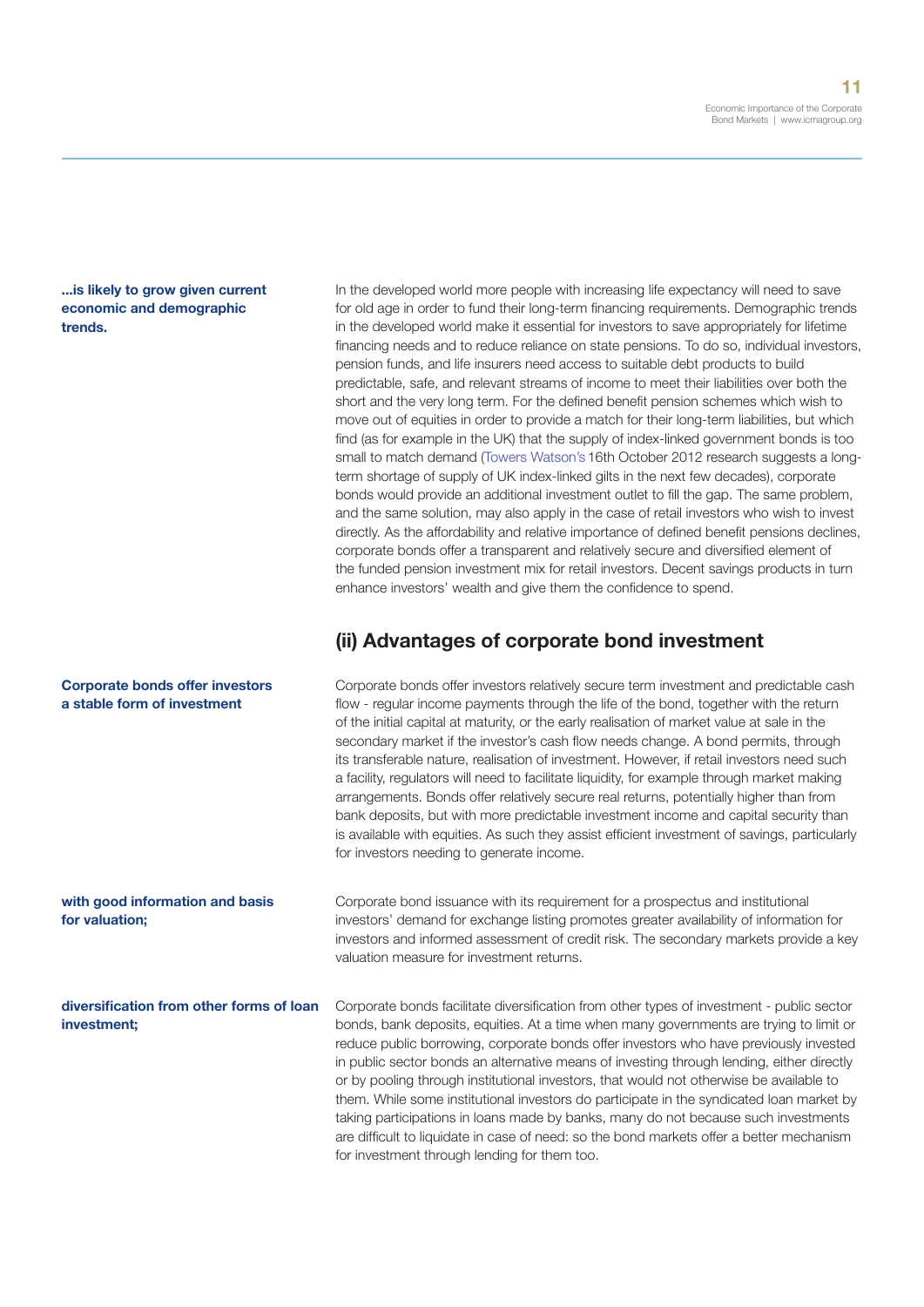**...is likely to grow given current economic and demographic trends.**

In the developed world more people with increasing life expectancy will need to save for old age in order to fund their long-term financing requirements. Demographic trends in the developed world make it essential for investors to save appropriately for lifetime financing needs and to reduce reliance on state pensions. To do so, individual investors, pension funds, and life insurers need access to suitable debt products to build predictable, safe, and relevant streams of income to meet their liabilities over both the short and the very long term. For the defined benefit pension schemes which wish to move out of equities in order to provide a match for their long-term liabilities, but which find (as for example in the UK) that the supply of index-linked government bonds is too small to match demand (Towers Watson's 16th October 2012 research suggests a long-term shortage of supply of UK index-linked gilts in the next few decades), corporate bonds would provide an additional investment outlet to fill the gap. The same problem, and the same solution, may also apply in the case of retail investors who wish to invest directly. As the affordability and relative importance of defined benefit pensions declines, corporate bonds offer a transparent and relatively secure and diversified element of the funded pension investment mix for retail investors. Decent savings products in turn enhance investors' wealth and give them the confidence to spend.

## (ii) Advantages of corporate bond investment

**Corporate bonds offer investors a stable form of investment**

Corporate bonds offer investors relatively secure term investment and predictable cash flow - regular income payments through the life of the bond, together with the return of the initial capital at maturity, or the early realisation of market value at sale in the secondary market if the investor's cash flow needs change. A bond permits, through its transferable nature, realisation of investment. However, if retail investors need such a facility, regulators will need to facilitate liquidity, for example through market making arrangements. Bonds offer relatively secure real returns, potentially higher than from bank deposits, but with more predictable investment income and capital security than is available with equities. As such they assist efficient investment of savings, particularly for investors needing to generate income.

**with good information and basis for valuation;**

Corporate bond issuance with its requirement for a prospectus and institutional investors' demand for exchange listing promotes greater availability of information for investors and informed assessment of credit risk. The secondary markets provide a key valuation measure for investment returns.

**diversification from other forms of loan investment;**

Corporate bonds facilitate diversification from other types of investment - public sector bonds, bank deposits, equities. At a time when many governments are trying to limit or reduce public borrowing, corporate bonds offer investors who have previously invested in public sector bonds an alternative means of investing through lending, either directly or by pooling through institutional investors, that would not otherwise be available to them. While some institutional investors do participate in the syndicated loan market by taking participations in loans made by banks, many do not because such investments are difficult to liquidate in case of need: so the bond markets offer a better mechanism for investment through lending for them too.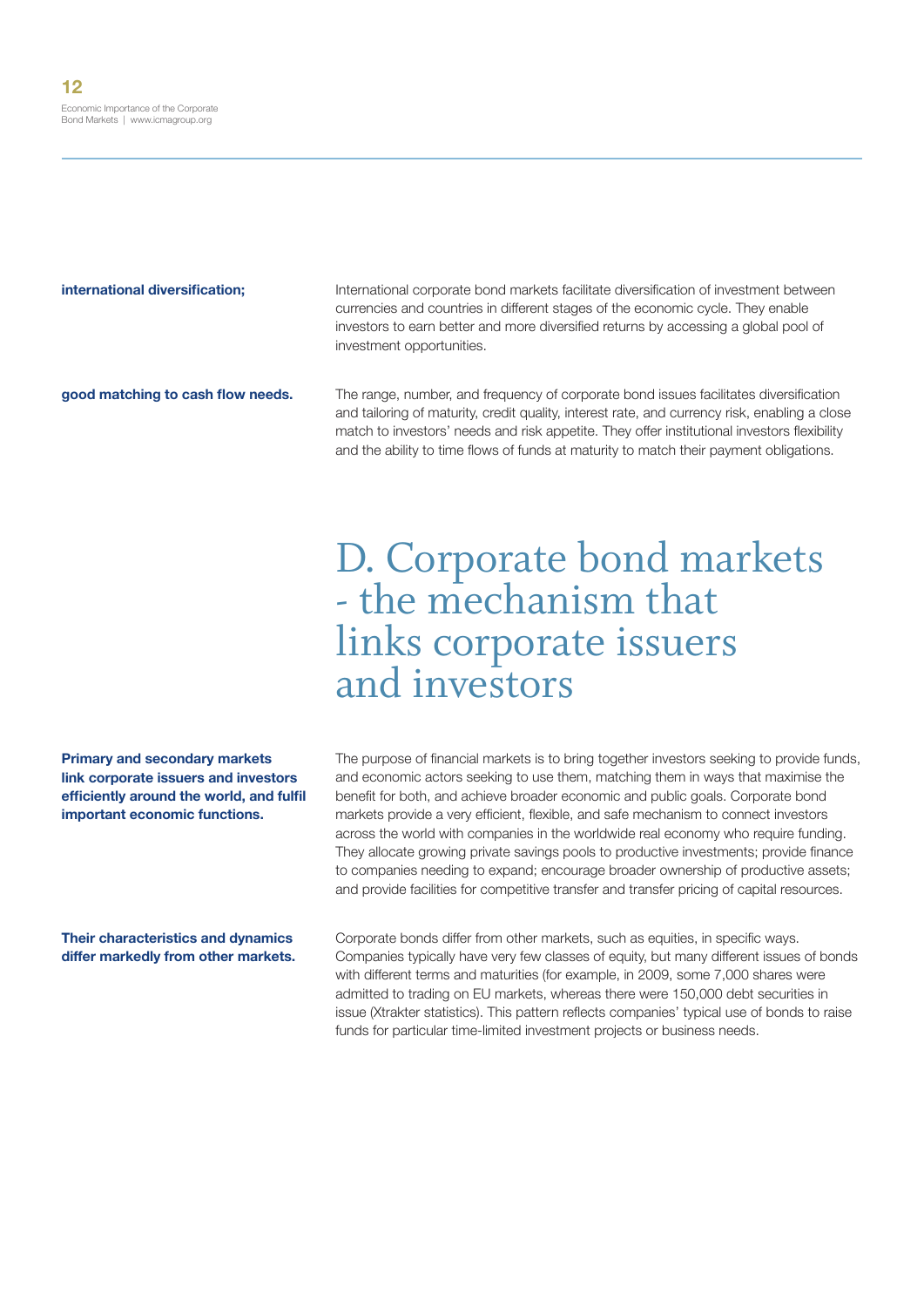**international diversification;**

International corporate bond markets facilitate diversification of investment between currencies and countries in different stages of the economic cycle. They enable investors to earn better and more diversified returns by accessing a global pool of investment opportunities.

**good matching to cash flow needs.**

The range, number, and frequency of corporate bond issues facilitates diversification and tailoring of maturity, credit quality, interest rate, and currency risk, enabling a close match to investors' needs and risk appetite. They offer institutional investors flexibility and the ability to time flows of funds at maturity to match their payment obligations.

# D. Corporate bond markets - the mechanism that links corporate issuers and investors

**Primary and secondary markets link corporate issuers and investors efficiently around the world, and fulfil important economic functions.**

The purpose of financial markets is to bring together investors seeking to provide funds, and economic actors seeking to use them, matching them in ways that maximise the benefit for both, and achieve broader economic and public goals. Corporate bond markets provide a very efficient, flexible, and safe mechanism to connect investors across the world with companies in the worldwide real economy who require funding. They allocate growing private savings pools to productive investments; provide finance to companies needing to expand; encourage broader ownership of productive assets; and provide facilities for competitive transfer and transfer pricing of capital resources.

**Their characteristics and dynamics differ markedly from other markets.**

Corporate bonds differ from other markets, such as equities, in specific ways. Companies typically have very few classes of equity, but many different issues of bonds with different terms and maturities (for example, in 2009, some 7,000 shares were admitted to trading on EU markets, whereas there were 150,000 debt securities in issue (Xtrakter statistics). This pattern reflects companies' typical use of bonds to raise funds for particular time-limited investment projects or business needs.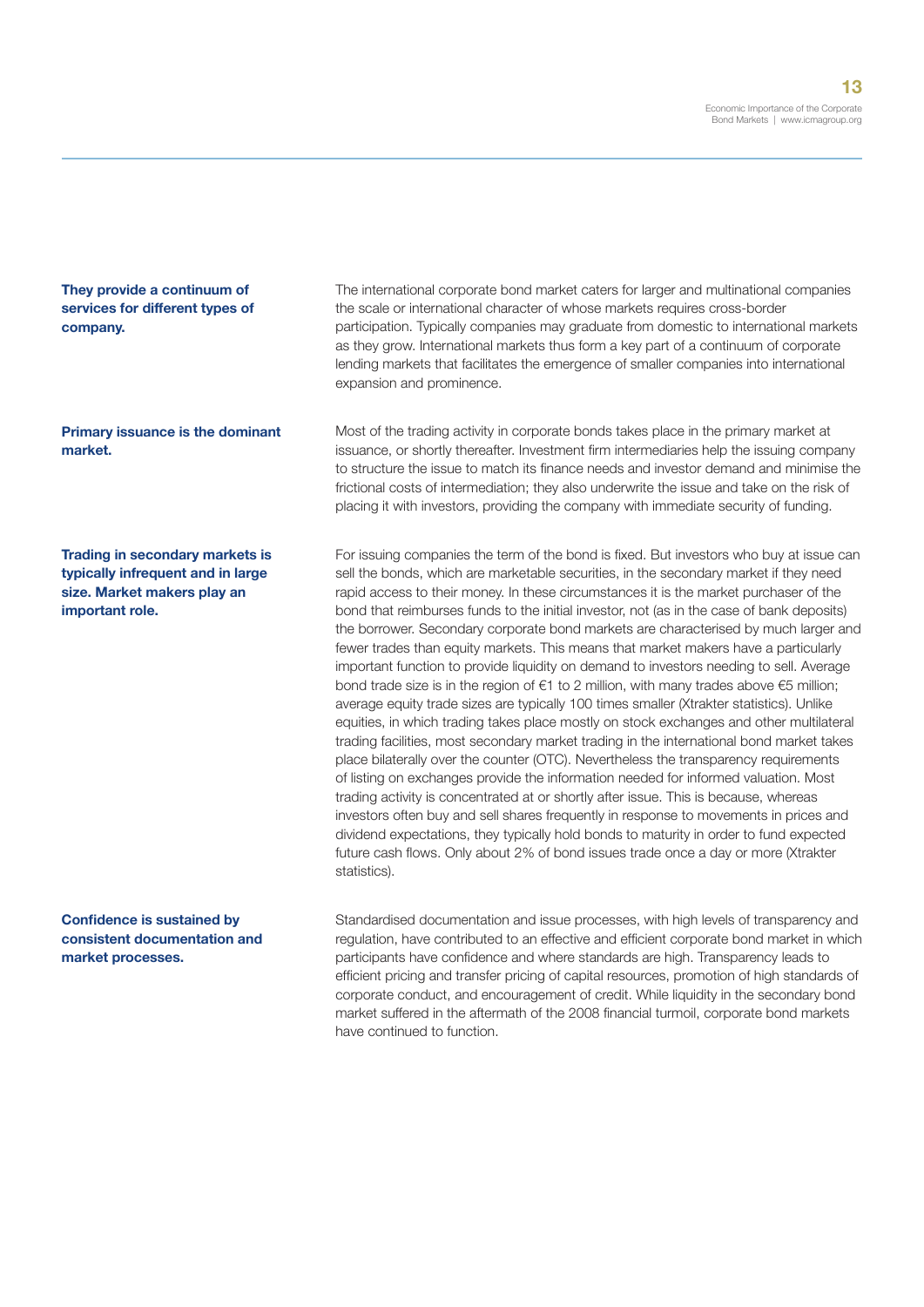**They provide a continuum of services for different types of company.**

The international corporate bond market caters for larger and multinational companies the scale or international character of whose markets requires cross-border participation. Typically companies may graduate from domestic to international markets as they grow. International markets thus form a key part of a continuum of corporate lending markets that facilitates the emergence of smaller companies into international expansion and prominence.

**Primary issuance is the dominant market.**

Most of the trading activity in corporate bonds takes place in the primary market at issuance, or shortly thereafter. Investment firm intermediaries help the issuing company to structure the issue to match its finance needs and investor demand and minimise the frictional costs of intermediation; they also underwrite the issue and take on the risk of placing it with investors, providing the company with immediate security of funding.

**Trading in secondary markets is typically infrequent and in large size. Market makers play an important role.**

For issuing companies the term of the bond is fixed. But investors who buy at issue can sell the bonds, which are marketable securities, in the secondary market if they need rapid access to their money. In these circumstances it is the market purchaser of the bond that reimburses funds to the initial investor, not (as in the case of bank deposits) the borrower. Secondary corporate bond markets are characterised by much larger and fewer trades than equity markets. This means that market makers have a particularly important function to provide liquidity on demand to investors needing to sell. Average bond trade size is in the region of €1 to 2 million, with many trades above €5 million; average equity trade sizes are typically 100 times smaller (Xtrakter statistics). Unlike equities, in which trading takes place mostly on stock exchanges and other multilateral trading facilities, most secondary market trading in the international bond market takes place bilaterally over the counter (OTC). Nevertheless the transparency requirements of listing on exchanges provide the information needed for informed valuation. Most trading activity is concentrated at or shortly after issue. This is because, whereas investors often buy and sell shares frequently in response to movements in prices and dividend expectations, they typically hold bonds to maturity in order to fund expected future cash flows. Only about 2% of bond issues trade once a day or more (Xtrakter statistics).

**Confidence is sustained by consistent documentation and market processes.**

Standardised documentation and issue processes, with high levels of transparency and regulation, have contributed to an effective and efficient corporate bond market in which participants have confidence and where standards are high. Transparency leads to efficient pricing and transfer pricing of capital resources, promotion of high standards of corporate conduct, and encouragement of credit. While liquidity in the secondary bond market suffered in the aftermath of the 2008 financial turmoil, corporate bond markets have continued to function.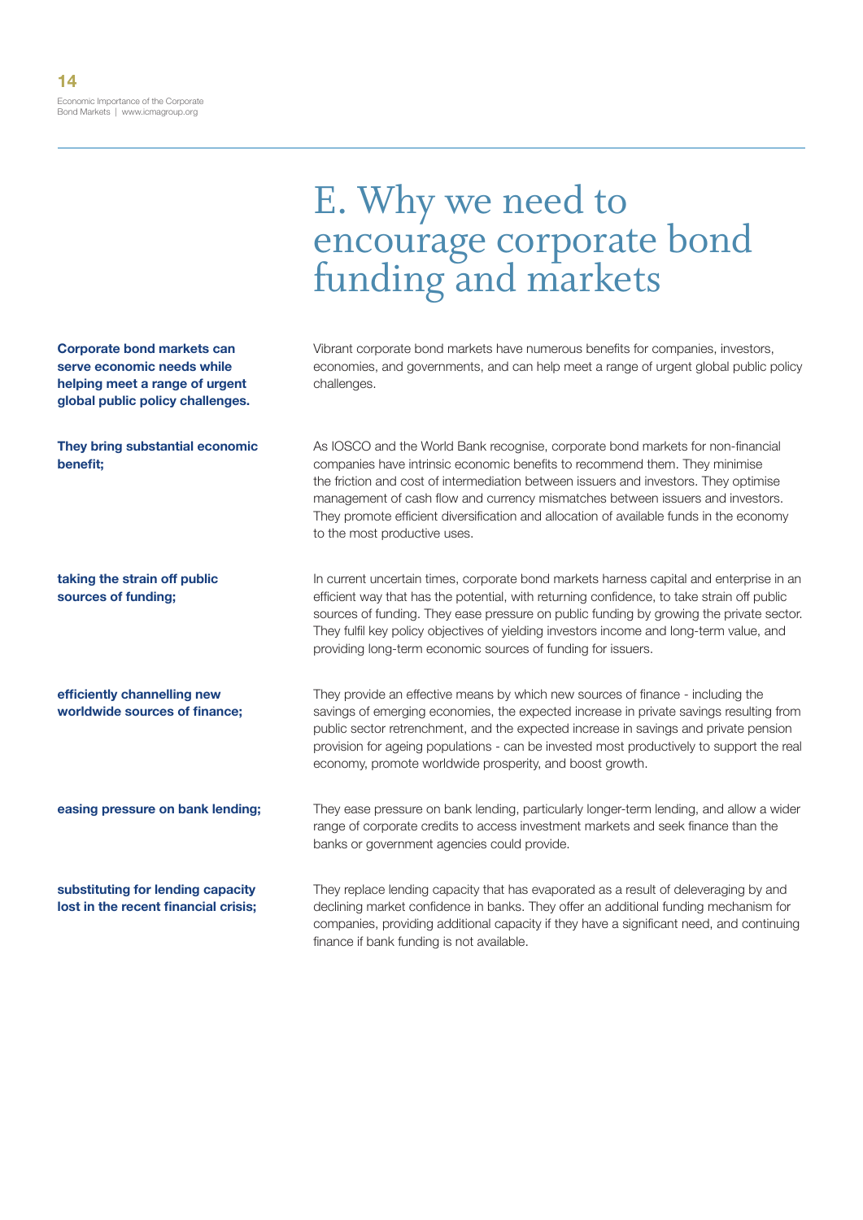# E. Why we need to encourage corporate bond funding and markets

**Corporate bond markets can serve economic needs while helping meet a range of urgent global public policy challenges.**

Vibrant corporate bond markets have numerous benefits for companies, investors, economies, and governments, and can help meet a range of urgent global public policy challenges.

**They bring substantial economic benefit;**

As IOSCO and the World Bank recognise, corporate bond markets for non-financial companies have intrinsic economic benefits to recommend them. They minimise the friction and cost of intermediation between issuers and investors. They optimise management of cash flow and currency mismatches between issuers and investors. They promote efficient diversification and allocation of available funds in the economy to the most productive uses.

**taking the strain off public sources of funding;**

In current uncertain times, corporate bond markets harness capital and enterprise in an efficient way that has the potential, with returning confidence, to take strain off public sources of funding. They ease pressure on public funding by growing the private sector. They fulfil key policy objectives of yielding investors income and long-term value, and providing long-term economic sources of funding for issuers.

**efficiently channelling new worldwide sources of finance;**

They provide an effective means by which new sources of finance - including the savings of emerging economies, the expected increase in private savings resulting from public sector retrenchment, and the expected increase in savings and private pension provision for ageing populations - can be invested most productively to support the real economy, promote worldwide prosperity, and boost growth.

**easing pressure on bank lending;**

They ease pressure on bank lending, particularly longer-term lending, and allow a wider range of corporate credits to access investment markets and seek finance than the banks or government agencies could provide.

**substituting for lending capacity lost in the recent financial crisis;**

They replace lending capacity that has evaporated as a result of deleveraging by and declining market confidence in banks. They offer an additional funding mechanism for companies, providing additional capacity if they have a significant need, and continuing finance if bank funding is not available.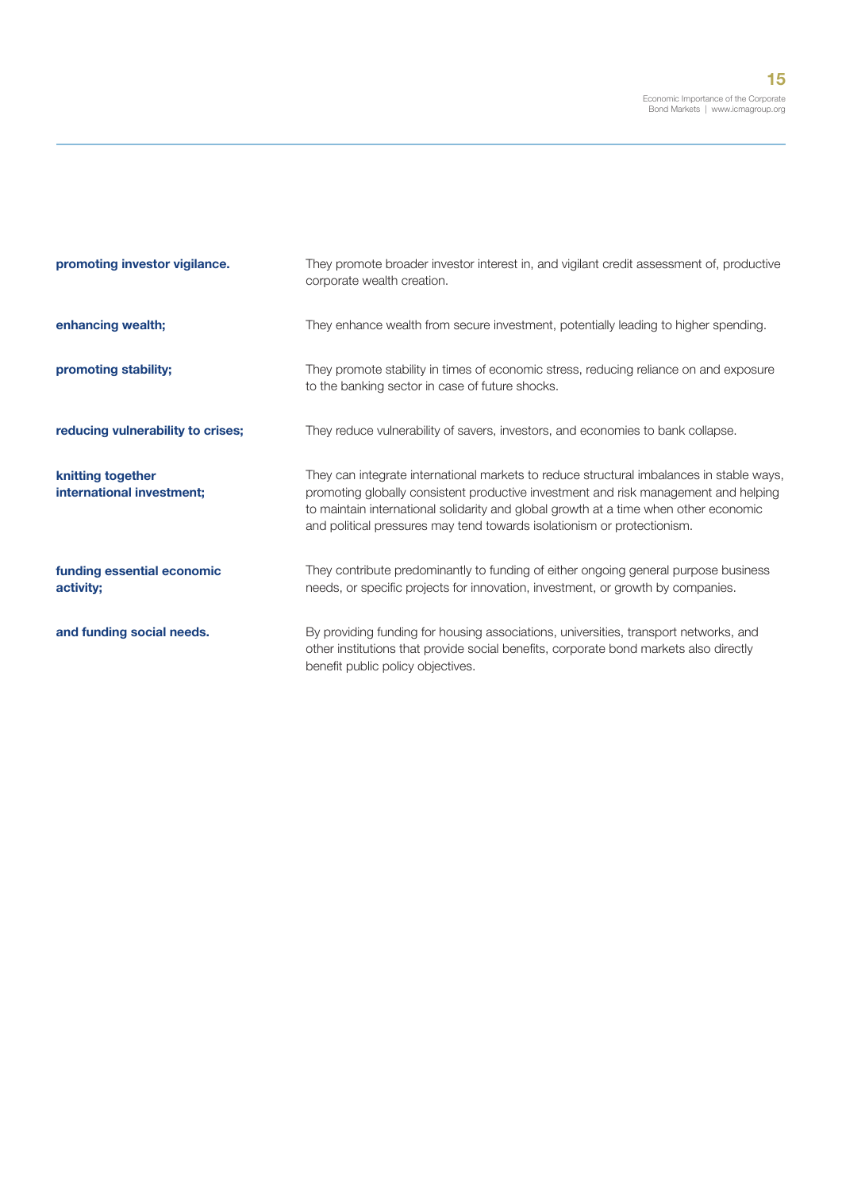| | |
|---|---|
| **promoting investor vigilance.** | They promote broader investor interest in, and vigilant credit assessment of, productive corporate wealth creation. |
| **enhancing wealth;** | They enhance wealth from secure investment, potentially leading to higher spending. |
| **promoting stability;** | They promote stability in times of economic stress, reducing reliance on and exposure to the banking sector in case of future shocks. |
| **reducing vulnerability to crises;** | They reduce vulnerability of savers, investors, and economies to bank collapse. |
| **knitting together international investment;** | They can integrate international markets to reduce structural imbalances in stable ways, promoting globally consistent productive investment and risk management and helping to maintain international solidarity and global growth at a time when other economic and political pressures may tend towards isolationism or protectionism. |
| **funding essential economic activity;** | They contribute predominantly to funding of either ongoing general purpose business needs, or specific projects for innovation, investment, or growth by companies. |
| **and funding social needs.** | By providing funding for housing associations, universities, transport networks, and other institutions that provide social benefits, corporate bond markets also directly benefit public policy objectives. |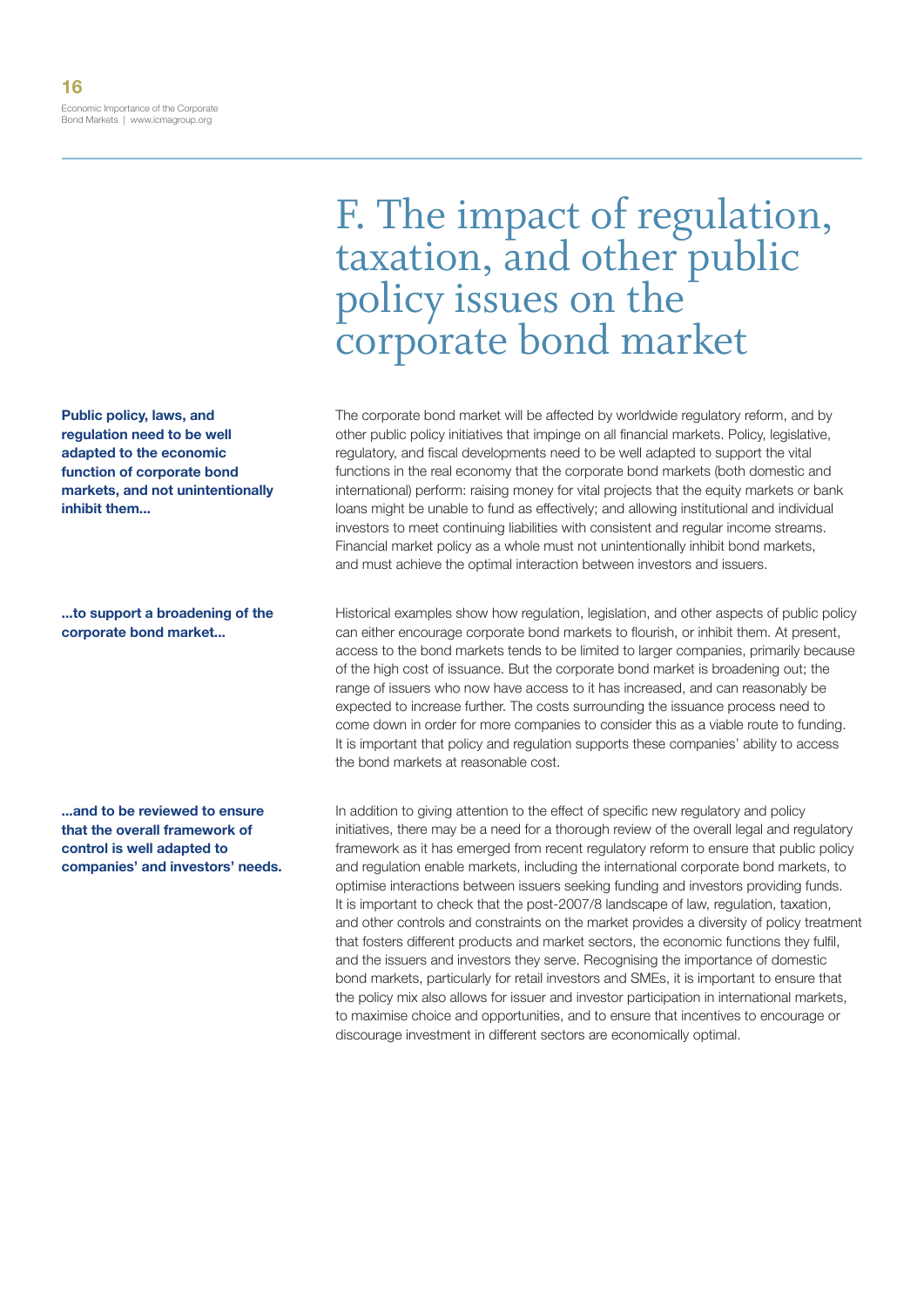# F. The impact of regulation, taxation, and other public policy issues on the corporate bond market

**Public policy, laws, and regulation need to be well adapted to the economic function of corporate bond markets, and not unintentionally inhibit them...**

The corporate bond market will be affected by worldwide regulatory reform, and by other public policy initiatives that impinge on all financial markets. Policy, legislative, regulatory, and fiscal developments need to be well adapted to support the vital functions in the real economy that the corporate bond markets (both domestic and international) perform: raising money for vital projects that the equity markets or bank loans might be unable to fund as effectively; and allowing institutional and individual investors to meet continuing liabilities with consistent and regular income streams. Financial market policy as a whole must not unintentionally inhibit bond markets, and must achieve the optimal interaction between investors and issuers.

**...to support a broadening of the corporate bond market...**

Historical examples show how regulation, legislation, and other aspects of public policy can either encourage corporate bond markets to flourish, or inhibit them. At present, access to the bond markets tends to be limited to larger companies, primarily because of the high cost of issuance. But the corporate bond market is broadening out; the range of issuers who now have access to it has increased, and can reasonably be expected to increase further. The costs surrounding the issuance process need to come down in order for more companies to consider this as a viable route to funding. It is important that policy and regulation supports these companies' ability to access the bond markets at reasonable cost.

**...and to be reviewed to ensure that the overall framework of control is well adapted to companies' and investors' needs.**

In addition to giving attention to the effect of specific new regulatory and policy initiatives, there may be a need for a thorough review of the overall legal and regulatory framework as it has emerged from recent regulatory reform to ensure that public policy and regulation enable markets, including the international corporate bond markets, to optimise interactions between issuers seeking funding and investors providing funds. It is important to check that the post-2007/8 landscape of law, regulation, taxation, and other controls and constraints on the market provides a diversity of policy treatment that fosters different products and market sectors, the economic functions they fulfil, and the issuers and investors they serve. Recognising the importance of domestic bond markets, particularly for retail investors and SMEs, it is important to ensure that the policy mix also allows for issuer and investor participation in international markets, to maximise choice and opportunities, and to ensure that incentives to encourage or discourage investment in different sectors are economically optimal.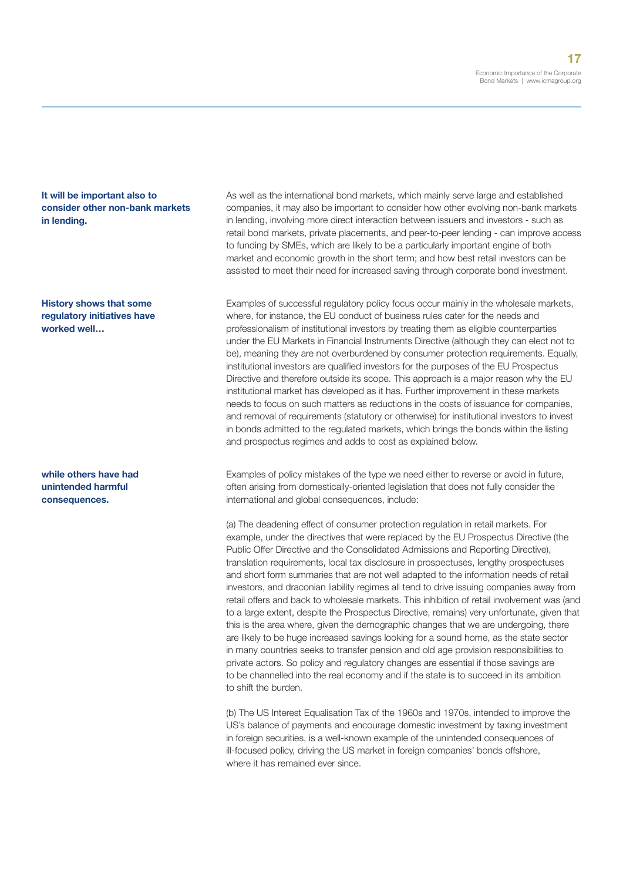**It will be important also to consider other non-bank markets in lending.**

As well as the international bond markets, which mainly serve large and established companies, it may also be important to consider how other evolving non-bank markets in lending, involving more direct interaction between issuers and investors - such as retail bond markets, private placements, and peer-to-peer lending - can improve access to funding by SMEs, which are likely to be a particularly important engine of both market and economic growth in the short term; and how best retail investors can be assisted to meet their need for increased saving through corporate bond investment.

**History shows that some regulatory initiatives have worked well…**

Examples of successful regulatory policy focus occur mainly in the wholesale markets, where, for instance, the EU conduct of business rules cater for the needs and professionalism of institutional investors by treating them as eligible counterparties under the EU Markets in Financial Instruments Directive (although they can elect not to be), meaning they are not overburdened by consumer protection requirements. Equally, institutional investors are qualified investors for the purposes of the EU Prospectus Directive and therefore outside its scope. This approach is a major reason why the EU institutional market has developed as it has. Further improvement in these markets needs to focus on such matters as reductions in the costs of issuance for companies, and removal of requirements (statutory or otherwise) for institutional investors to invest in bonds admitted to the regulated markets, which brings the bonds within the listing and prospectus regimes and adds to cost as explained below.

**while others have had unintended harmful consequences.**

Examples of policy mistakes of the type we need either to reverse or avoid in future, often arising from domestically-oriented legislation that does not fully consider the international and global consequences, include:

(a) The deadening effect of consumer protection regulation in retail markets. For example, under the directives that were replaced by the EU Prospectus Directive (the Public Offer Directive and the Consolidated Admissions and Reporting Directive), translation requirements, local tax disclosure in prospectuses, lengthy prospectuses and short form summaries that are not well adapted to the information needs of retail investors, and draconian liability regimes all tend to drive issuing companies away from retail offers and back to wholesale markets. This inhibition of retail involvement was (and to a large extent, despite the Prospectus Directive, remains) very unfortunate, given that this is the area where, given the demographic changes that we are undergoing, there are likely to be huge increased savings looking for a sound home, as the state sector in many countries seeks to transfer pension and old age provision responsibilities to private actors. So policy and regulatory changes are essential if those savings are to be channelled into the real economy and if the state is to succeed in its ambition to shift the burden.

(b) The US Interest Equalisation Tax of the 1960s and 1970s, intended to improve the US's balance of payments and encourage domestic investment by taxing investment in foreign securities, is a well-known example of the unintended consequences of ill-focused policy, driving the US market in foreign companies' bonds offshore, where it has remained ever since.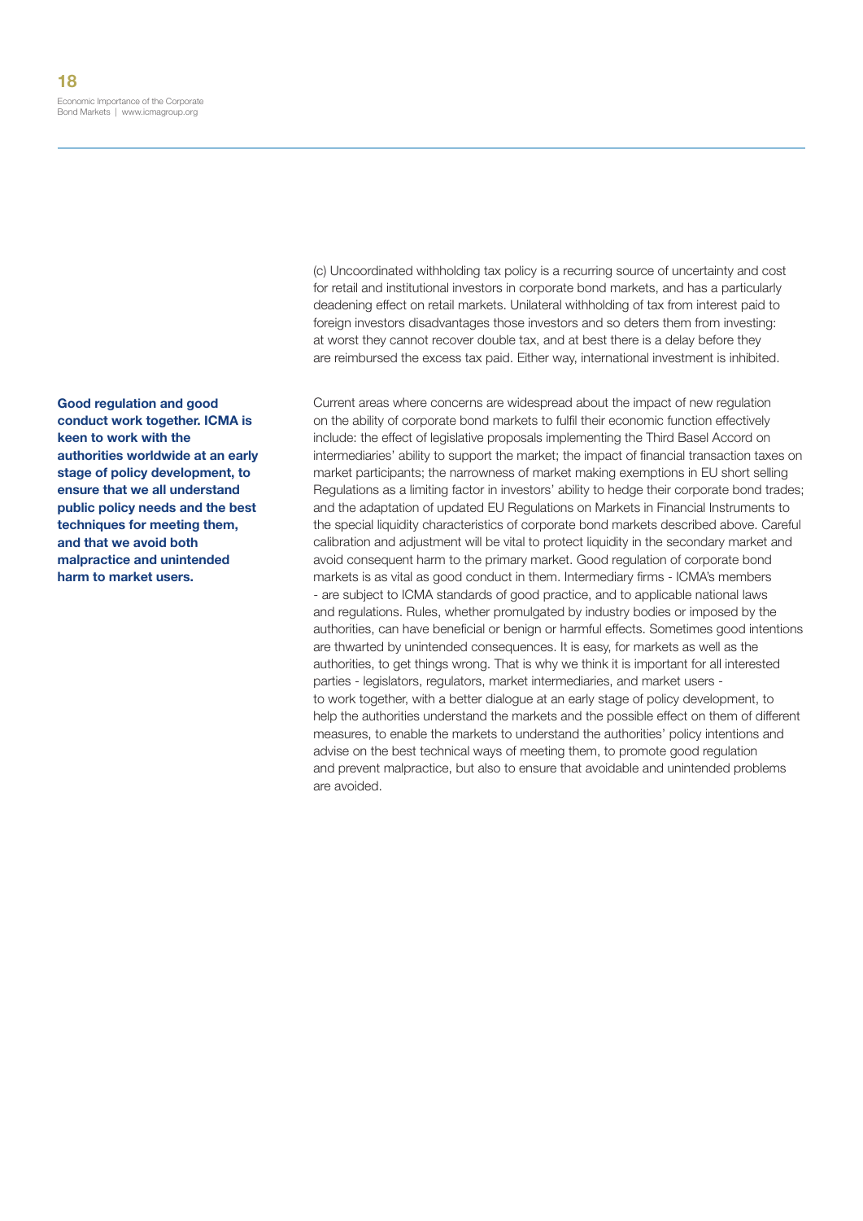(c) Uncoordinated withholding tax policy is a recurring source of uncertainty and cost for retail and institutional investors in corporate bond markets, and has a particularly deadening effect on retail markets. Unilateral withholding of tax from interest paid to foreign investors disadvantages those investors and so deters them from investing: at worst they cannot recover double tax, and at best there is a delay before they are reimbursed the excess tax paid. Either way, international investment is inhibited.

**Good regulation and good conduct work together. ICMA is keen to work with the authorities worldwide at an early stage of policy development, to ensure that we all understand public policy needs and the best techniques for meeting them, and that we avoid both malpractice and unintended harm to market users.**

Current areas where concerns are widespread about the impact of new regulation on the ability of corporate bond markets to fulfil their economic function effectively include: the effect of legislative proposals implementing the Third Basel Accord on intermediaries' ability to support the market; the impact of financial transaction taxes on market participants; the narrowness of market making exemptions in EU short selling Regulations as a limiting factor in investors' ability to hedge their corporate bond trades; and the adaptation of updated EU Regulations on Markets in Financial Instruments to the special liquidity characteristics of corporate bond markets described above. Careful calibration and adjustment will be vital to protect liquidity in the secondary market and avoid consequent harm to the primary market. Good regulation of corporate bond markets is as vital as good conduct in them. Intermediary firms - ICMA's members - are subject to ICMA standards of good practice, and to applicable national laws and regulations. Rules, whether promulgated by industry bodies or imposed by the authorities, can have beneficial or benign or harmful effects. Sometimes good intentions are thwarted by unintended consequences. It is easy, for markets as well as the authorities, to get things wrong. That is why we think it is important for all interested parties - legislators, regulators, market intermediaries, and market users - to work together, with a better dialogue at an early stage of policy development, to help the authorities understand the markets and the possible effect on them of different measures, to enable the markets to understand the authorities' policy intentions and advise on the best technical ways of meeting them, to promote good regulation and prevent malpractice, but also to ensure that avoidable and unintended problems are avoided.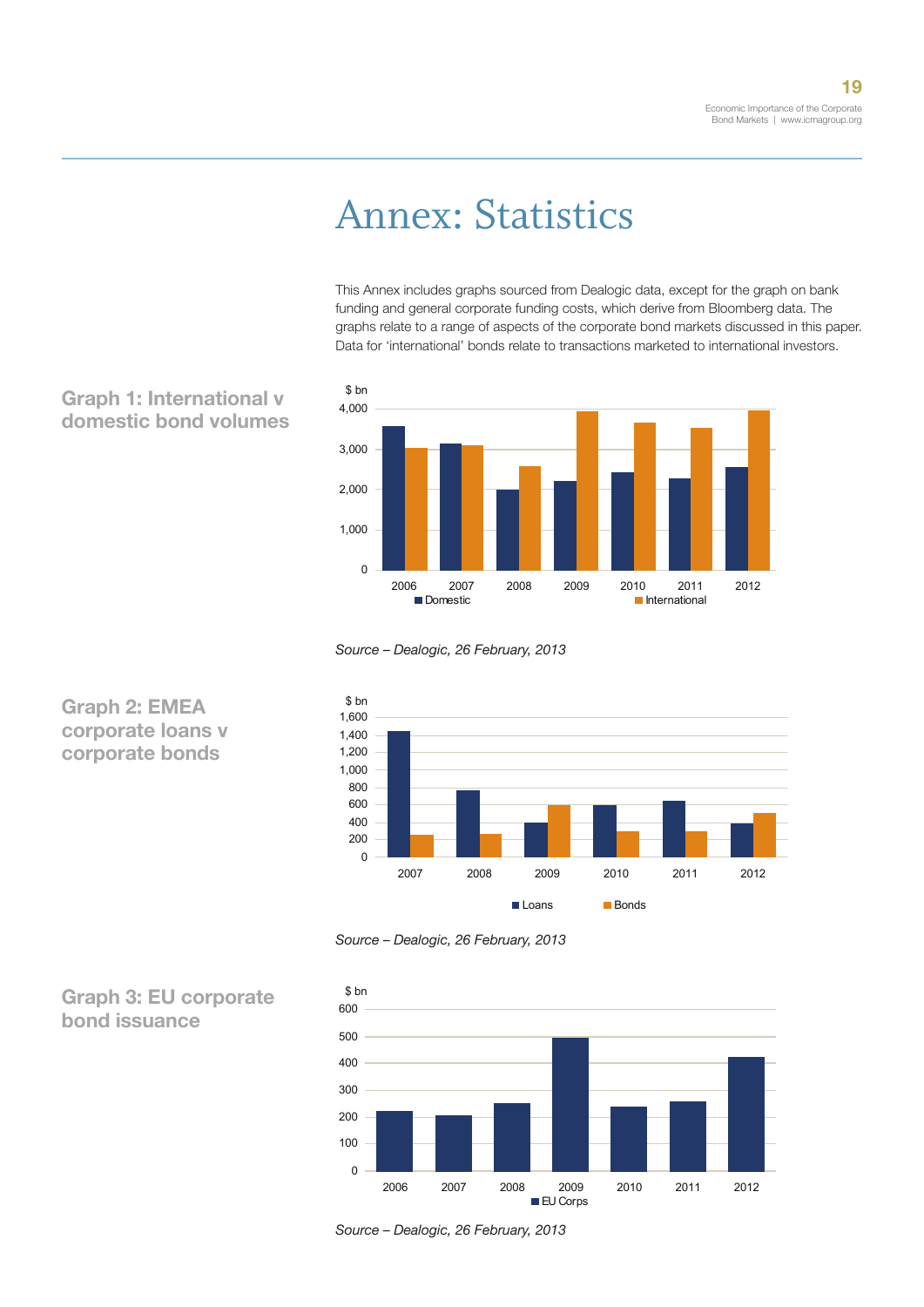# Annex: Statistics

This Annex includes graphs sourced from Dealogic data, except for the graph on bank funding and general corporate funding costs, which derive from Bloomberg data. The graphs relate to a range of aspects of the corporate bond markets discussed in this paper. Data for 'international' bonds relate to transactions marketed to international investors.

## Graph 1: International v domestic bond volumes

$ bn
4,000
3,000
2,000
1,000
0
2006
2007
2008
2009
2010
2011
2012
Domestic
International

*Source – Dealogic, 26 February, 2013*

## Graph 2: EMEA corporate loans v corporate bonds

$ bn
1,600
1,400
1,200
1,000
800
600
400
200
0
2007
2008
2009
2010
2011
2012
Loans
Bonds

*Source – Dealogic, 26 February, 2013*

## Graph 3: EU corporate bond issuance

$ bn
600
500
400
300
200
100
0
2006
2007
2008
2009
2010
2011
2012
EU Corps

*Source – Dealogic, 26 February, 2013*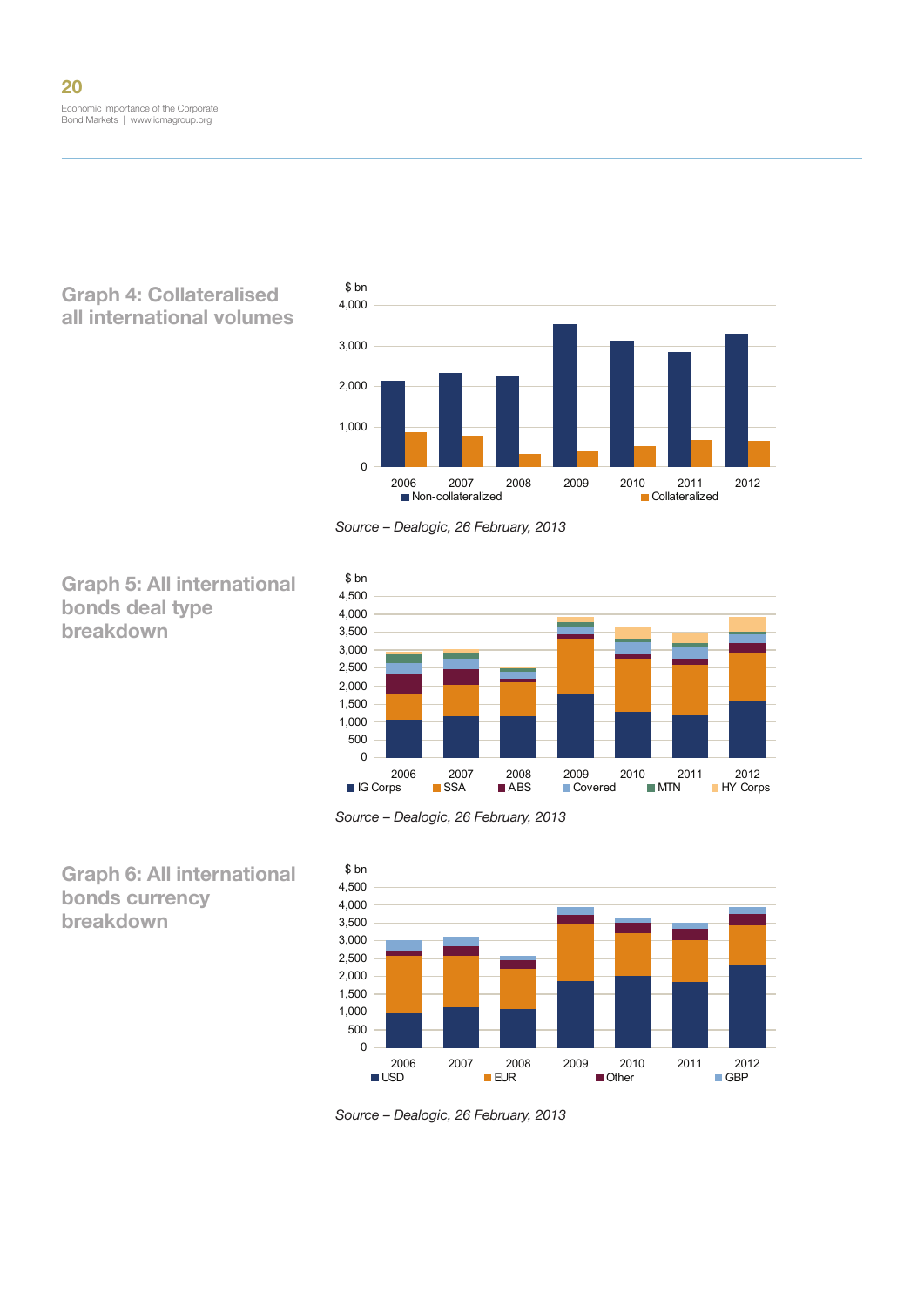## Graph 4: Collateralised all international volumes

$ bn
4,000
3,000
2,000
1,000
0
2006 2007 2008 2009 2010 2011 2012
Non-collateralized
Collateralized

*Source – Dealogic, 26 February, 2013*

## Graph 5: All international bonds deal type breakdown

$ bn
4,500
4,000
3,500
3,000
2,500
2,000
1,500
1,000
500
0
2006 2007 2008 2009 2010 2011 2012
IG Corps
SSA
ABS
Covered
MTN
HY Corps

*Source – Dealogic, 26 February, 2013*

## Graph 6: All international bonds currency breakdown

$ bn
4,500
4,000
3,500
3,000
2,500
2,000
1,500
1,000
500
0
2006 2007 2008 2009 2010 2011 2012
USD
EUR
Other
GBP

*Source – Dealogic, 26 February, 2013*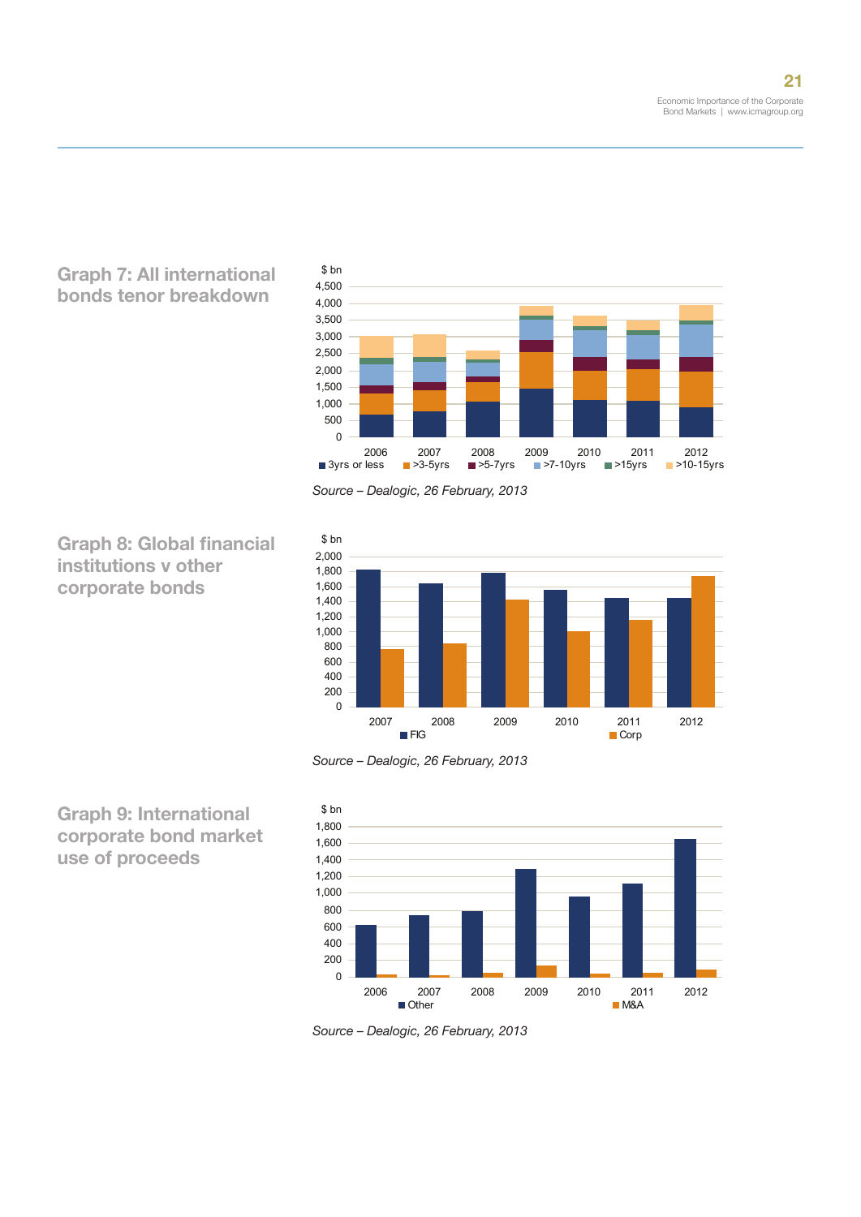## Graph 7: All international bonds tenor breakdown

$ bn
4,500
4,000
3,500
3,000
2,500
2,000
1,500
1,000
500
0
2006 2007 2008 2009 2010 2011 2012
3yrs or less >3-5yrs >5-7yrs >7-10yrs >15yrs >10-15yrs

*Source – Dealogic, 26 February, 2013*

## Graph 8: Global financial institutions v other corporate bonds

$ bn
2,000
1,800
1,600
1,400
1,200
1,000
800
600
400
200
0
2007 2008 2009 2010 2011 2012
FIG Corp

*Source – Dealogic, 26 February, 2013*

## Graph 9: International corporate bond market use of proceeds

$ bn
1,800
1,600
1,400
1,200
1,000
800
600
400
200
0
2006 2007 2008 2009 2010 2011 2012
Other M&A

*Source – Dealogic, 26 February, 2013*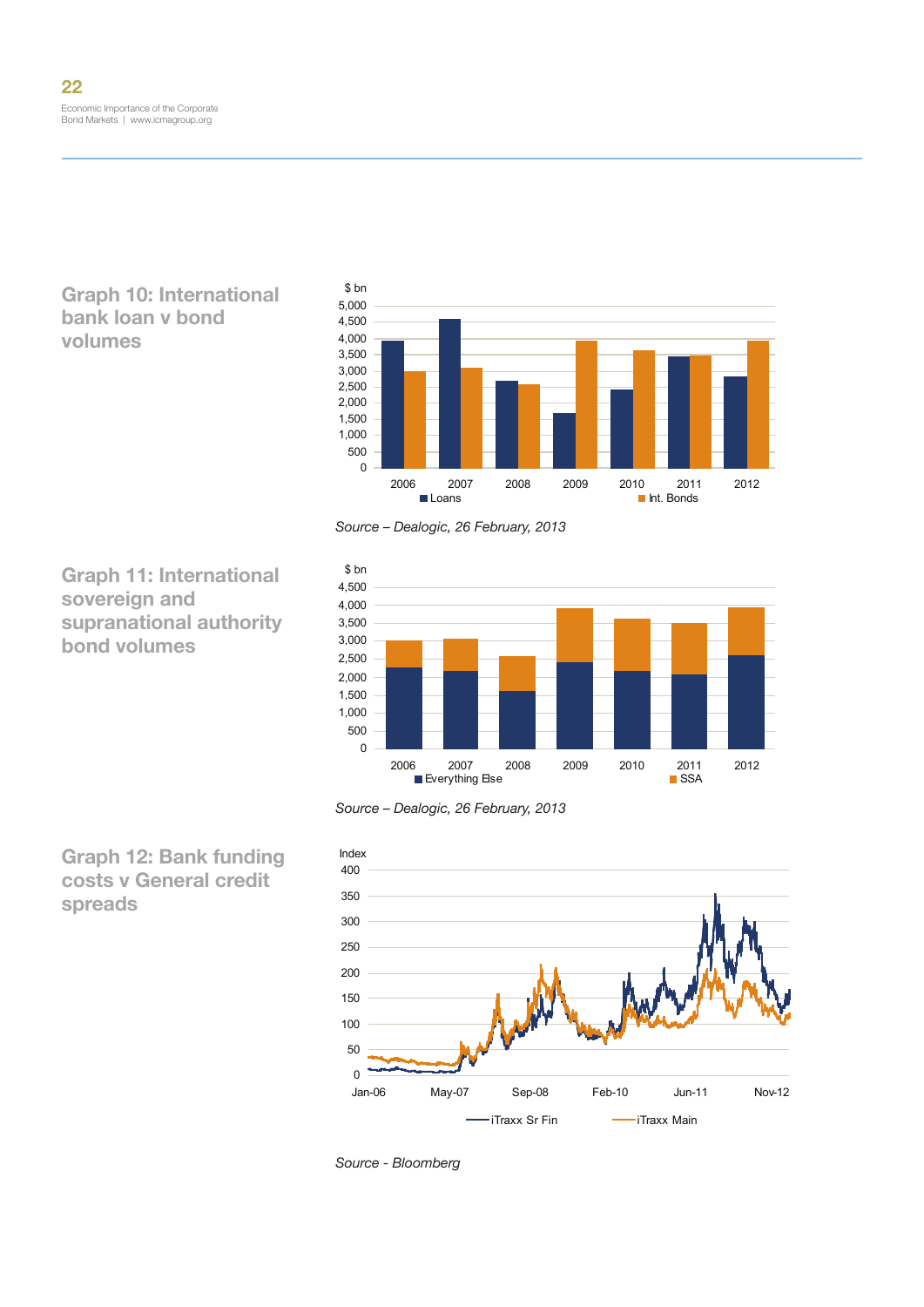### Graph 10: International bank loan v bond volumes

$ bn

5,000
4,500
4,000
3,500
3,000
2,500
2,000
1,500
1,000
500
0

2006 2007 2008 2009 2010 2011 2012

Loans    Int. Bonds

*Source – Dealogic, 26 February, 2013*

### Graph 11: International sovereign and supranational authority bond volumes

$ bn

4,500
4,000
3,500
3,000
2,500
2,000
1,500
1,000
500
0

2006 2007 2008 2009 2010 2011 2012

Everything Else    SSA

*Source – Dealogic, 26 February, 2013*

### Graph 12: Bank funding costs v General credit spreads

Index

400
350
300
250
200
150
100
50
0

Jan-06 May-07 Sep-08 Feb-10 Jun-11 Nov-12

iTraxx Sr Fin    iTraxx Main

*Source - Bloomberg*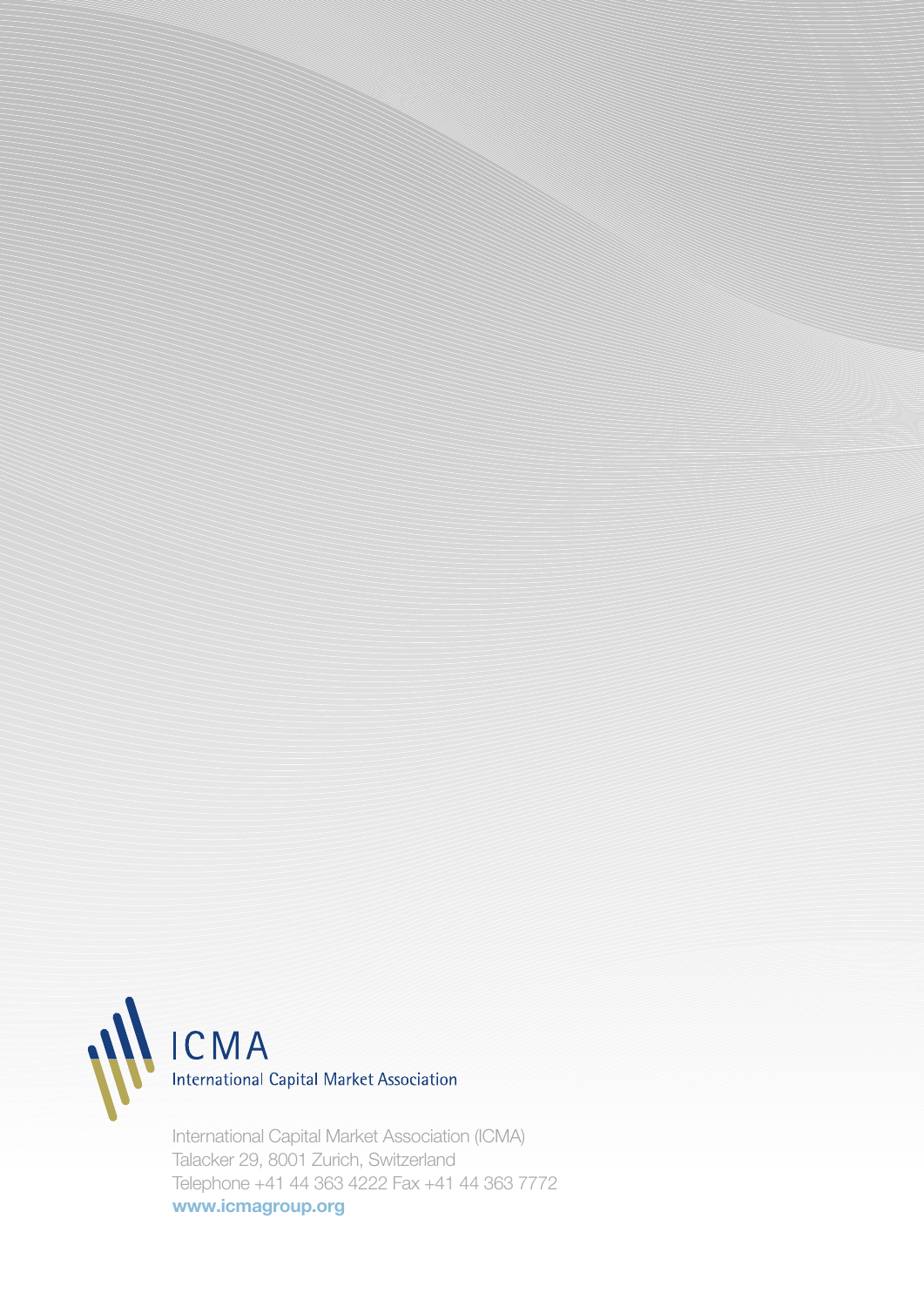ICMA

International Capital Market Association

International Capital Market Association (ICMA)
Talacker 29, 8001 Zurich, Switzerland
Telephone +41 44 363 4222 Fax +41 44 363 7772
**www.icmagroup.org**